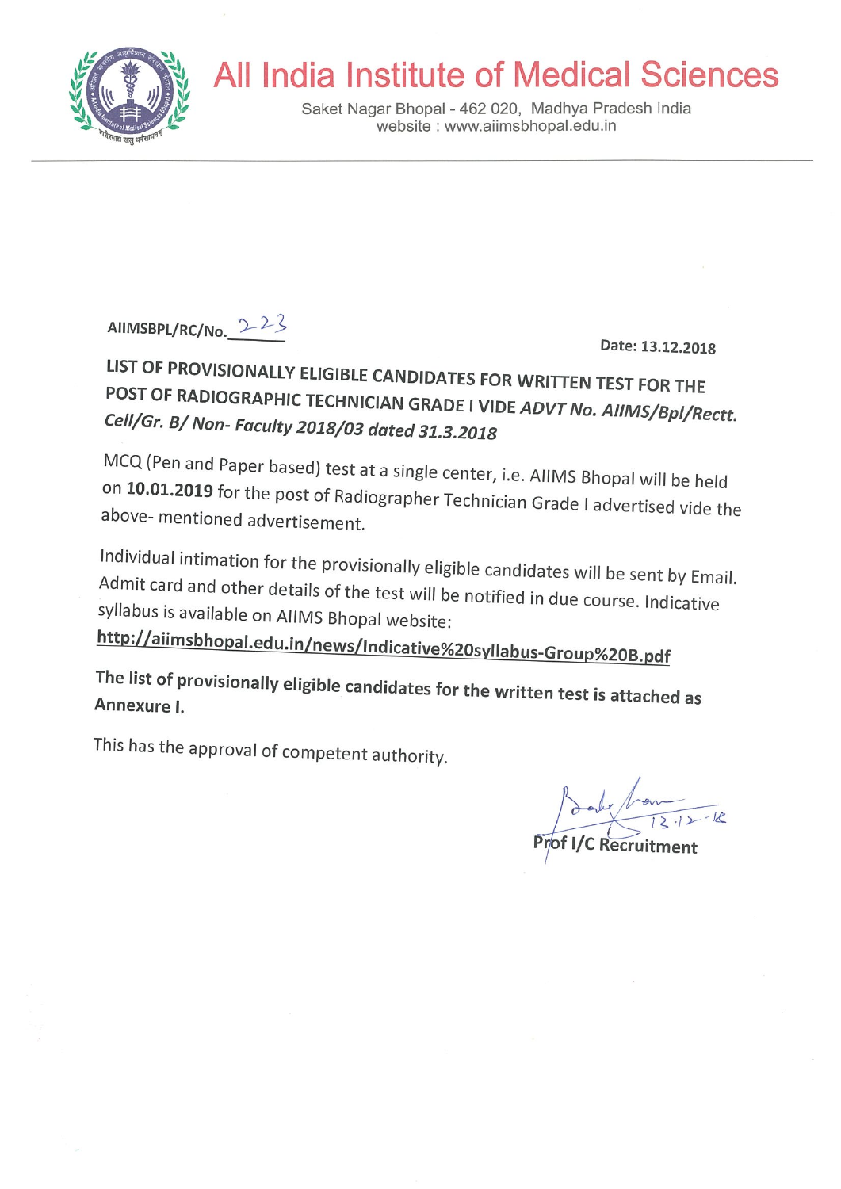# All India Institute of Medical Sciences

Saket Nagar Bhopal - 462 020, Madhya Pradesh India
website : www.aiimsbhopal.edu.in

AIIMSBPL/RC/No. 223

Date: 13.12.2018

**LIST OF PROVISIONALLY ELIGIBLE CANDIDATES FOR WRITTEN TEST FOR THE POST OF RADIOGRAPHIC TECHNICIAN GRADE I VIDE *ADVT No. AIIMS/Bpl/Rectt. Cell/Gr. B/ Non- Faculty 2018/03 dated 31.3.2018***

MCQ (Pen and Paper based) test at a single center, i.e. AIIMS Bhopal will be held on **10.01.2019** for the post of Radiographer Technician Grade I advertised vide the above- mentioned advertisement.

Individual intimation for the provisionally eligible candidates will be sent by Email. Admit card and other details of the test will be notified in due course. Indicative syllabus is available on AIIMS Bhopal website:
**http://aiimsbhopal.edu.in/news/Indicative%20syllabus-Group%20B.pdf**

**The list of provisionally eligible candidates for the written test is attached as Annexure I.**

This has the approval of competent authority.

13.12.18

**Prof I/C Recruitment**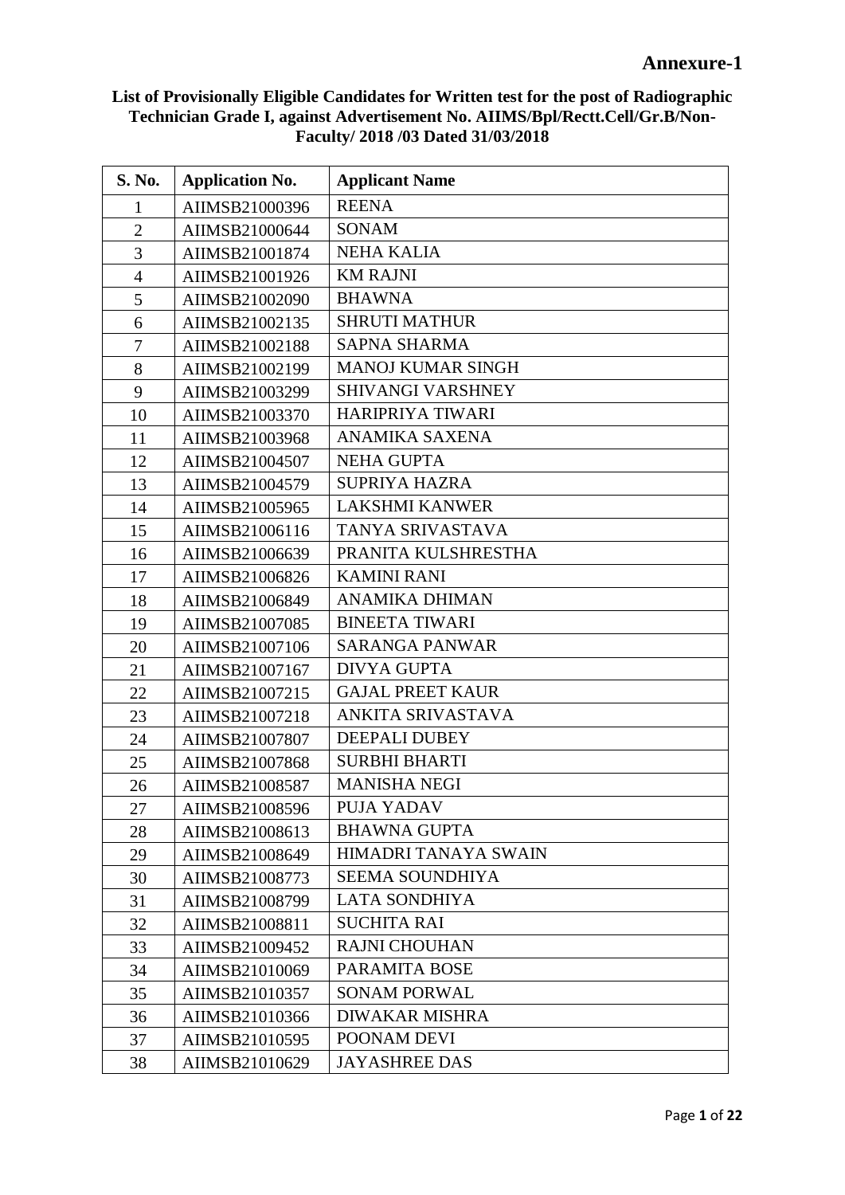**Annexure-1**

**List of Provisionally Eligible Candidates for Written test for the post of Radiographic Technician Grade I, against Advertisement No. AIIMS/Bpl/Rectt.Cell/Gr.B/Non-Faculty/ 2018 /03 Dated 31/03/2018**

| S. No. | Application No. | Applicant Name |
|---|---|---|
| 1 | AIIMSB21000396 | REENA |
| 2 | AIIMSB21000644 | SONAM |
| 3 | AIIMSB21001874 | NEHA KALIA |
| 4 | AIIMSB21001926 | KM RAJNI |
| 5 | AIIMSB21002090 | BHAWNA |
| 6 | AIIMSB21002135 | SHRUTI MATHUR |
| 7 | AIIMSB21002188 | SAPNA SHARMA |
| 8 | AIIMSB21002199 | MANOJ KUMAR SINGH |
| 9 | AIIMSB21003299 | SHIVANGI VARSHNEY |
| 10 | AIIMSB21003370 | HARIPRIYA TIWARI |
| 11 | AIIMSB21003968 | ANAMIKA SAXENA |
| 12 | AIIMSB21004507 | NEHA GUPTA |
| 13 | AIIMSB21004579 | SUPRIYA HAZRA |
| 14 | AIIMSB21005965 | LAKSHMI KANWER |
| 15 | AIIMSB21006116 | TANYA SRIVASTAVA |
| 16 | AIIMSB21006639 | PRANITA KULSHRESTHA |
| 17 | AIIMSB21006826 | KAMINI RANI |
| 18 | AIIMSB21006849 | ANAMIKA DHIMAN |
| 19 | AIIMSB21007085 | BINEETA TIWARI |
| 20 | AIIMSB21007106 | SARANGA PANWAR |
| 21 | AIIMSB21007167 | DIVYA GUPTA |
| 22 | AIIMSB21007215 | GAJAL PREET KAUR |
| 23 | AIIMSB21007218 | ANKITA SRIVASTAVA |
| 24 | AIIMSB21007807 | DEEPALI DUBEY |
| 25 | AIIMSB21007868 | SURBHI BHARTI |
| 26 | AIIMSB21008587 | MANISHA NEGI |
| 27 | AIIMSB21008596 | PUJA YADAV |
| 28 | AIIMSB21008613 | BHAWNA GUPTA |
| 29 | AIIMSB21008649 | HIMADRI TANAYA SWAIN |
| 30 | AIIMSB21008773 | SEEMA SOUNDHIYA |
| 31 | AIIMSB21008799 | LATA SONDHIYA |
| 32 | AIIMSB21008811 | SUCHITA RAI |
| 33 | AIIMSB21009452 | RAJNI CHOUHAN |
| 34 | AIIMSB21010069 | PARAMITA BOSE |
| 35 | AIIMSB21010357 | SONAM PORWAL |
| 36 | AIIMSB21010366 | DIWAKAR MISHRA |
| 37 | AIIMSB21010595 | POONAM DEVI |
| 38 | AIIMSB21010629 | JAYASHREE DAS |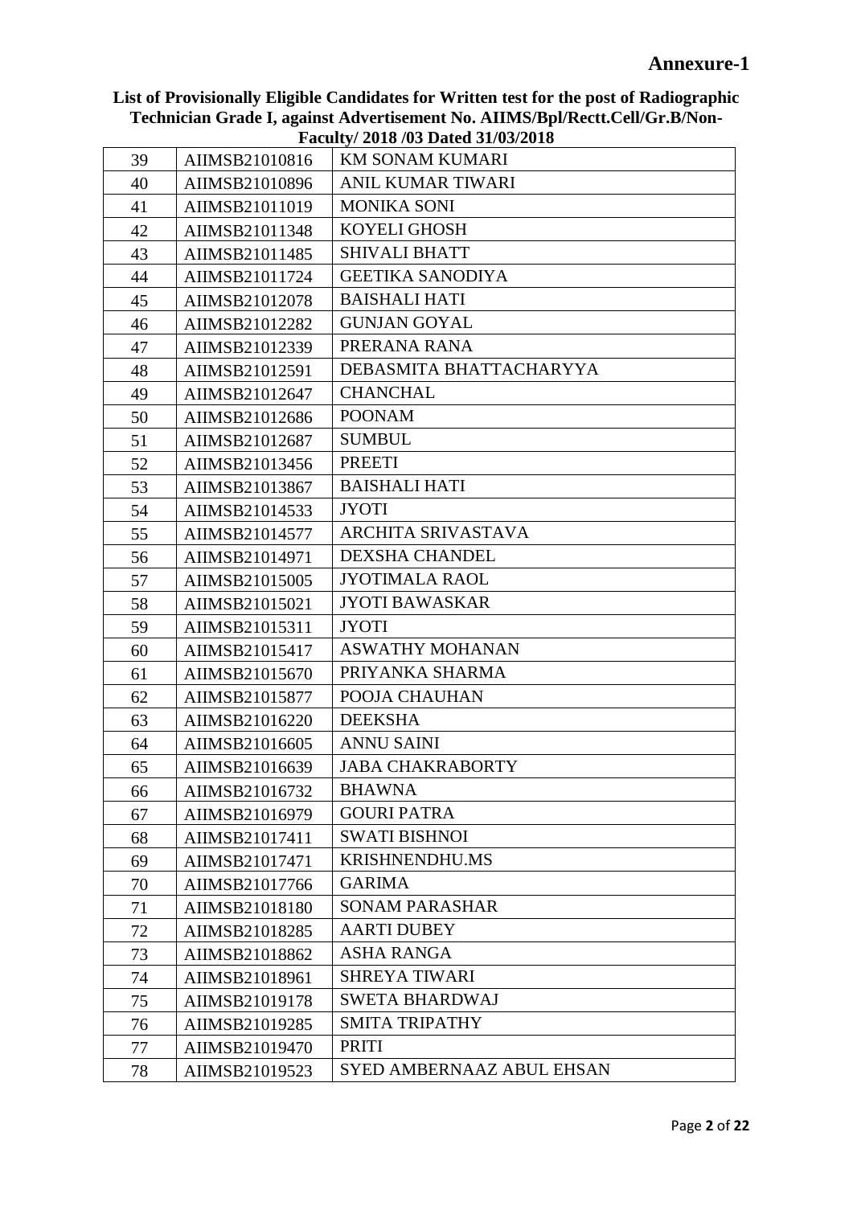## Annexure-1

**List of Provisionally Eligible Candidates for Written test for the post of Radiographic Technician Grade I, against Advertisement No. AIIMS/Bpl/Rectt.Cell/Gr.B/Non-Faculty/ 2018 /03 Dated 31/03/2018**

| | | |
|---|---|---|
| 39 | AIIMSB21010816 | KM SONAM KUMARI |
| 40 | AIIMSB21010896 | ANIL KUMAR TIWARI |
| 41 | AIIMSB21011019 | MONIKA SONI |
| 42 | AIIMSB21011348 | KOYELI GHOSH |
| 43 | AIIMSB21011485 | SHIVALI BHATT |
| 44 | AIIMSB21011724 | GEETIKA SANODIYA |
| 45 | AIIMSB21012078 | BAISHALI HATI |
| 46 | AIIMSB21012282 | GUNJAN GOYAL |
| 47 | AIIMSB21012339 | PRERANA RANA |
| 48 | AIIMSB21012591 | DEBASMITA BHATTACHARYYA |
| 49 | AIIMSB21012647 | CHANCHAL |
| 50 | AIIMSB21012686 | POONAM |
| 51 | AIIMSB21012687 | SUMBUL |
| 52 | AIIMSB21013456 | PREETI |
| 53 | AIIMSB21013867 | BAISHALI HATI |
| 54 | AIIMSB21014533 | JYOTI |
| 55 | AIIMSB21014577 | ARCHITA SRIVASTAVA |
| 56 | AIIMSB21014971 | DEXSHA CHANDEL |
| 57 | AIIMSB21015005 | JYOTIMALA RAOL |
| 58 | AIIMSB21015021 | JYOTI BAWASKAR |
| 59 | AIIMSB21015311 | JYOTI |
| 60 | AIIMSB21015417 | ASWATHY MOHANAN |
| 61 | AIIMSB21015670 | PRIYANKA SHARMA |
| 62 | AIIMSB21015877 | POOJA CHAUHAN |
| 63 | AIIMSB21016220 | DEEKSHA |
| 64 | AIIMSB21016605 | ANNU SAINI |
| 65 | AIIMSB21016639 | JABA CHAKRABORTY |
| 66 | AIIMSB21016732 | BHAWNA |
| 67 | AIIMSB21016979 | GOURI PATRA |
| 68 | AIIMSB21017411 | SWATI BISHNOI |
| 69 | AIIMSB21017471 | KRISHNENDHU.MS |
| 70 | AIIMSB21017766 | GARIMA |
| 71 | AIIMSB21018180 | SONAM PARASHAR |
| 72 | AIIMSB21018285 | AARTI DUBEY |
| 73 | AIIMSB21018862 | ASHA RANGA |
| 74 | AIIMSB21018961 | SHREYA TIWARI |
| 75 | AIIMSB21019178 | SWETA BHARDWAJ |
| 76 | AIIMSB21019285 | SMITA TRIPATHY |
| 77 | AIIMSB21019470 | PRITI |
| 78 | AIIMSB21019523 | SYED AMBERNAAZ ABUL EHSAN |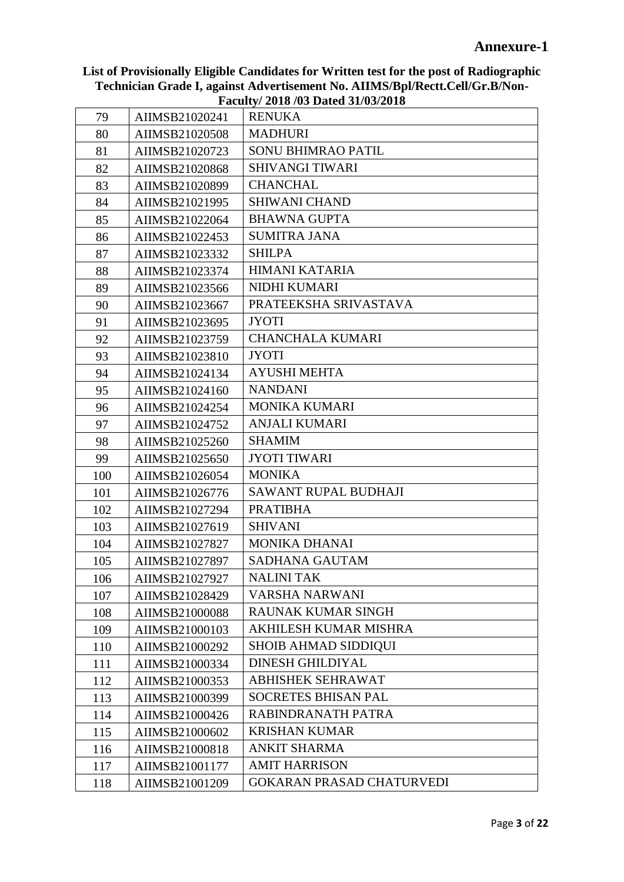## Annexure-1

**List of Provisionally Eligible Candidates for Written test for the post of Radiographic Technician Grade I, against Advertisement No. AIIMS/Bpl/Rectt.Cell/Gr.B/Non-Faculty/ 2018 /03 Dated 31/03/2018**

| | | |
|---|---|---|
| 79 | AIIMSB21020241 | RENUKA |
| 80 | AIIMSB21020508 | MADHURI |
| 81 | AIIMSB21020723 | SONU BHIMRAO PATIL |
| 82 | AIIMSB21020868 | SHIVANGI TIWARI |
| 83 | AIIMSB21020899 | CHANCHAL |
| 84 | AIIMSB21021995 | SHIWANI CHAND |
| 85 | AIIMSB21022064 | BHAWNA GUPTA |
| 86 | AIIMSB21022453 | SUMITRA JANA |
| 87 | AIIMSB21023332 | SHILPA |
| 88 | AIIMSB21023374 | HIMANI KATARIA |
| 89 | AIIMSB21023566 | NIDHI KUMARI |
| 90 | AIIMSB21023667 | PRATEEKSHA SRIVASTAVA |
| 91 | AIIMSB21023695 | JYOTI |
| 92 | AIIMSB21023759 | CHANCHALA KUMARI |
| 93 | AIIMSB21023810 | JYOTI |
| 94 | AIIMSB21024134 | AYUSHI MEHTA |
| 95 | AIIMSB21024160 | NANDANI |
| 96 | AIIMSB21024254 | MONIKA KUMARI |
| 97 | AIIMSB21024752 | ANJALI KUMARI |
| 98 | AIIMSB21025260 | SHAMIM |
| 99 | AIIMSB21025650 | JYOTI TIWARI |
| 100 | AIIMSB21026054 | MONIKA |
| 101 | AIIMSB21026776 | SAWANT RUPAL BUDHAJI |
| 102 | AIIMSB21027294 | PRATIBHA |
| 103 | AIIMSB21027619 | SHIVANI |
| 104 | AIIMSB21027827 | MONIKA DHANAI |
| 105 | AIIMSB21027897 | SADHANA GAUTAM |
| 106 | AIIMSB21027927 | NALINI TAK |
| 107 | AIIMSB21028429 | VARSHA NARWANI |
| 108 | AIIMSB21000088 | RAUNAK KUMAR SINGH |
| 109 | AIIMSB21000103 | AKHILESH KUMAR MISHRA |
| 110 | AIIMSB21000292 | SHOIB AHMAD SIDDIQUI |
| 111 | AIIMSB21000334 | DINESH GHILDIYAL |
| 112 | AIIMSB21000353 | ABHISHEK SEHRAWAT |
| 113 | AIIMSB21000399 | SOCRETES BHISAN PAL |
| 114 | AIIMSB21000426 | RABINDRANATH PATRA |
| 115 | AIIMSB21000602 | KRISHAN KUMAR |
| 116 | AIIMSB21000818 | ANKIT SHARMA |
| 117 | AIIMSB21001177 | AMIT HARRISON |
| 118 | AIIMSB21001209 | GOKARAN PRASAD CHATURVEDI |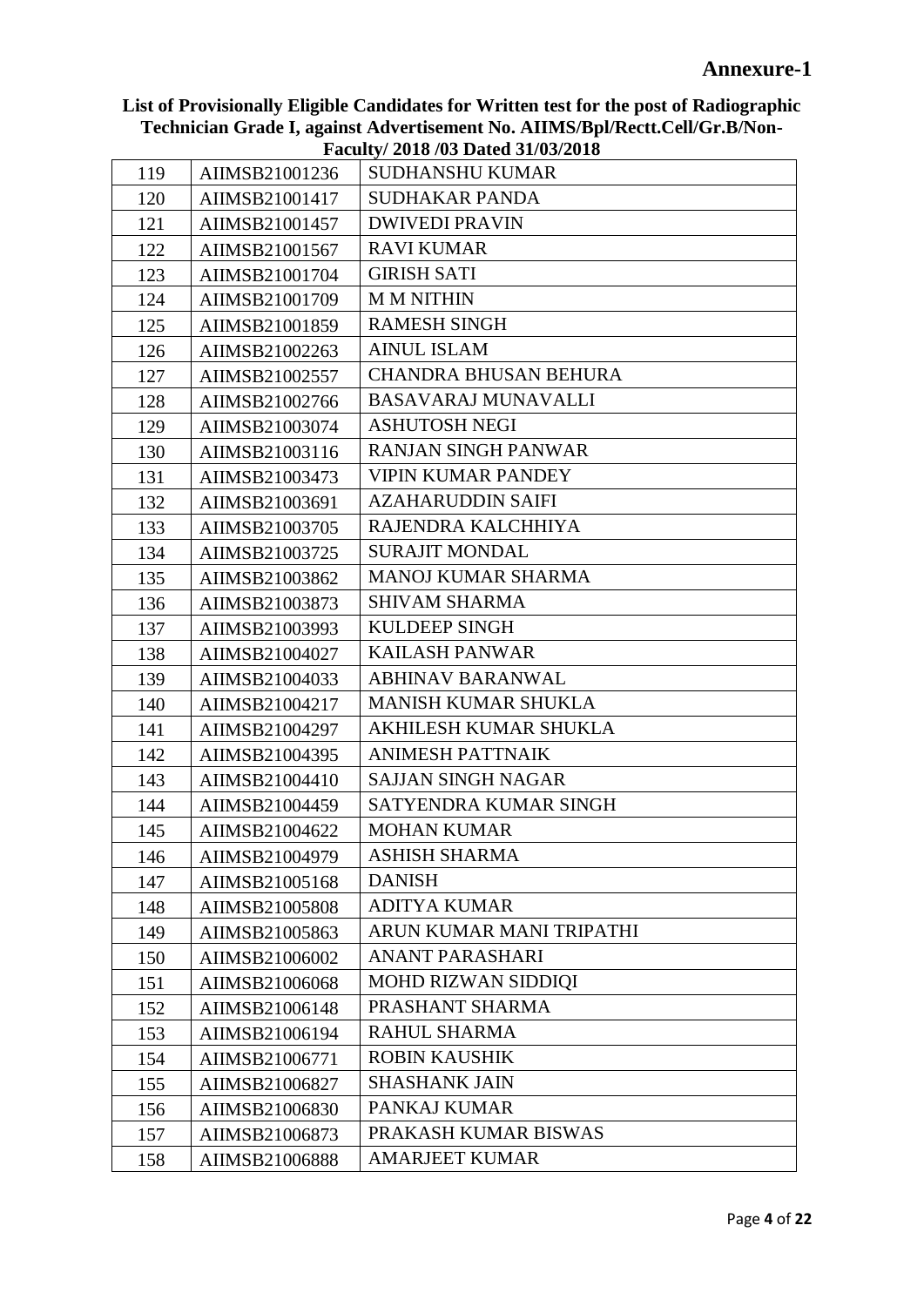**Annexure-1**

**List of Provisionally Eligible Candidates for Written test for the post of Radiographic Technician Grade I, against Advertisement No. AIIMS/Bpl/Rectt.Cell/Gr.B/Non-Faculty/ 2018 /03 Dated 31/03/2018**

| | | |
|---|---|---|
| 119 | AIIMSB21001236 | SUDHANSHU KUMAR |
| 120 | AIIMSB21001417 | SUDHAKAR PANDA |
| 121 | AIIMSB21001457 | DWIVEDI PRAVIN |
| 122 | AIIMSB21001567 | RAVI KUMAR |
| 123 | AIIMSB21001704 | GIRISH SATI |
| 124 | AIIMSB21001709 | M M NITHIN |
| 125 | AIIMSB21001859 | RAMESH SINGH |
| 126 | AIIMSB21002263 | AINUL ISLAM |
| 127 | AIIMSB21002557 | CHANDRA BHUSAN BEHURA |
| 128 | AIIMSB21002766 | BASAVARAJ MUNAVALLI |
| 129 | AIIMSB21003074 | ASHUTOSH NEGI |
| 130 | AIIMSB21003116 | RANJAN SINGH PANWAR |
| 131 | AIIMSB21003473 | VIPIN KUMAR PANDEY |
| 132 | AIIMSB21003691 | AZAHARUDDIN SAIFI |
| 133 | AIIMSB21003705 | RAJENDRA KALCHHIYA |
| 134 | AIIMSB21003725 | SURAJIT MONDAL |
| 135 | AIIMSB21003862 | MANOJ KUMAR SHARMA |
| 136 | AIIMSB21003873 | SHIVAM SHARMA |
| 137 | AIIMSB21003993 | KULDEEP SINGH |
| 138 | AIIMSB21004027 | KAILASH PANWAR |
| 139 | AIIMSB21004033 | ABHINAV BARANWAL |
| 140 | AIIMSB21004217 | MANISH KUMAR SHUKLA |
| 141 | AIIMSB21004297 | AKHILESH KUMAR SHUKLA |
| 142 | AIIMSB21004395 | ANIMESH PATTNAIK |
| 143 | AIIMSB21004410 | SAJJAN SINGH NAGAR |
| 144 | AIIMSB21004459 | SATYENDRA KUMAR SINGH |
| 145 | AIIMSB21004622 | MOHAN KUMAR |
| 146 | AIIMSB21004979 | ASHISH SHARMA |
| 147 | AIIMSB21005168 | DANISH |
| 148 | AIIMSB21005808 | ADITYA KUMAR |
| 149 | AIIMSB21005863 | ARUN KUMAR MANI TRIPATHI |
| 150 | AIIMSB21006002 | ANANT PARASHARI |
| 151 | AIIMSB21006068 | MOHD RIZWAN SIDDIQI |
| 152 | AIIMSB21006148 | PRASHANT SHARMA |
| 153 | AIIMSB21006194 | RAHUL SHARMA |
| 154 | AIIMSB21006771 | ROBIN KAUSHIK |
| 155 | AIIMSB21006827 | SHASHANK JAIN |
| 156 | AIIMSB21006830 | PANKAJ KUMAR |
| 157 | AIIMSB21006873 | PRAKASH KUMAR BISWAS |
| 158 | AIIMSB21006888 | AMARJEET KUMAR |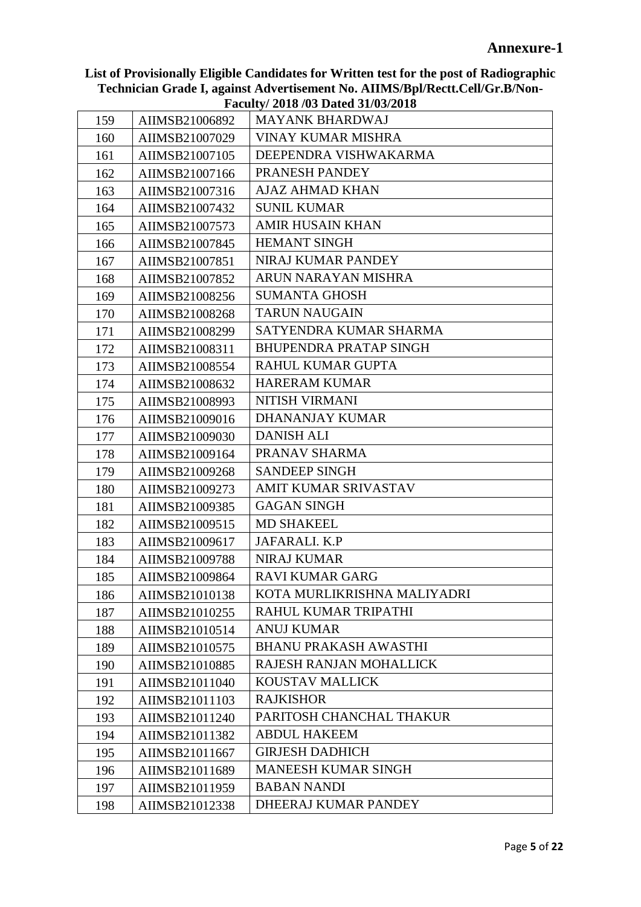## Annexure-1

**List of Provisionally Eligible Candidates for Written test for the post of Radiographic Technician Grade I, against Advertisement No. AIIMS/Bpl/Rectt.Cell/Gr.B/Non-Faculty/ 2018 /03 Dated 31/03/2018**

| | | |
|---|---|---|
| 159 | AIIMSB21006892 | MAYANK BHARDWAJ |
| 160 | AIIMSB21007029 | VINAY KUMAR MISHRA |
| 161 | AIIMSB21007105 | DEEPENDRA VISHWAKARMA |
| 162 | AIIMSB21007166 | PRANESH PANDEY |
| 163 | AIIMSB21007316 | AJAZ AHMAD KHAN |
| 164 | AIIMSB21007432 | SUNIL KUMAR |
| 165 | AIIMSB21007573 | AMIR HUSAIN KHAN |
| 166 | AIIMSB21007845 | HEMANT SINGH |
| 167 | AIIMSB21007851 | NIRAJ KUMAR PANDEY |
| 168 | AIIMSB21007852 | ARUN NARAYAN MISHRA |
| 169 | AIIMSB21008256 | SUMANTA GHOSH |
| 170 | AIIMSB21008268 | TARUN NAUGAIN |
| 171 | AIIMSB21008299 | SATYENDRA KUMAR SHARMA |
| 172 | AIIMSB21008311 | BHUPENDRA PRATAP SINGH |
| 173 | AIIMSB21008554 | RAHUL KUMAR GUPTA |
| 174 | AIIMSB21008632 | HARERAM KUMAR |
| 175 | AIIMSB21008993 | NITISH VIRMANI |
| 176 | AIIMSB21009016 | DHANANJAY KUMAR |
| 177 | AIIMSB21009030 | DANISH ALI |
| 178 | AIIMSB21009164 | PRANAV SHARMA |
| 179 | AIIMSB21009268 | SANDEEP SINGH |
| 180 | AIIMSB21009273 | AMIT KUMAR SRIVASTAV |
| 181 | AIIMSB21009385 | GAGAN SINGH |
| 182 | AIIMSB21009515 | MD SHAKEEL |
| 183 | AIIMSB21009617 | JAFARALI. K.P |
| 184 | AIIMSB21009788 | NIRAJ KUMAR |
| 185 | AIIMSB21009864 | RAVI KUMAR GARG |
| 186 | AIIMSB21010138 | KOTA MURLIKRISHNA MALIYADRI |
| 187 | AIIMSB21010255 | RAHUL KUMAR TRIPATHI |
| 188 | AIIMSB21010514 | ANUJ KUMAR |
| 189 | AIIMSB21010575 | BHANU PRAKASH AWASTHI |
| 190 | AIIMSB21010885 | RAJESH RANJAN MOHALLICK |
| 191 | AIIMSB21011040 | KOUSTAV MALLICK |
| 192 | AIIMSB21011103 | RAJKISHOR |
| 193 | AIIMSB21011240 | PARITOSH CHANCHAL THAKUR |
| 194 | AIIMSB21011382 | ABDUL HAKEEM |
| 195 | AIIMSB21011667 | GIRJESH DADHICH |
| 196 | AIIMSB21011689 | MANEESH KUMAR SINGH |
| 197 | AIIMSB21011959 | BABAN NANDI |
| 198 | AIIMSB21012338 | DHEERAJ KUMAR PANDEY |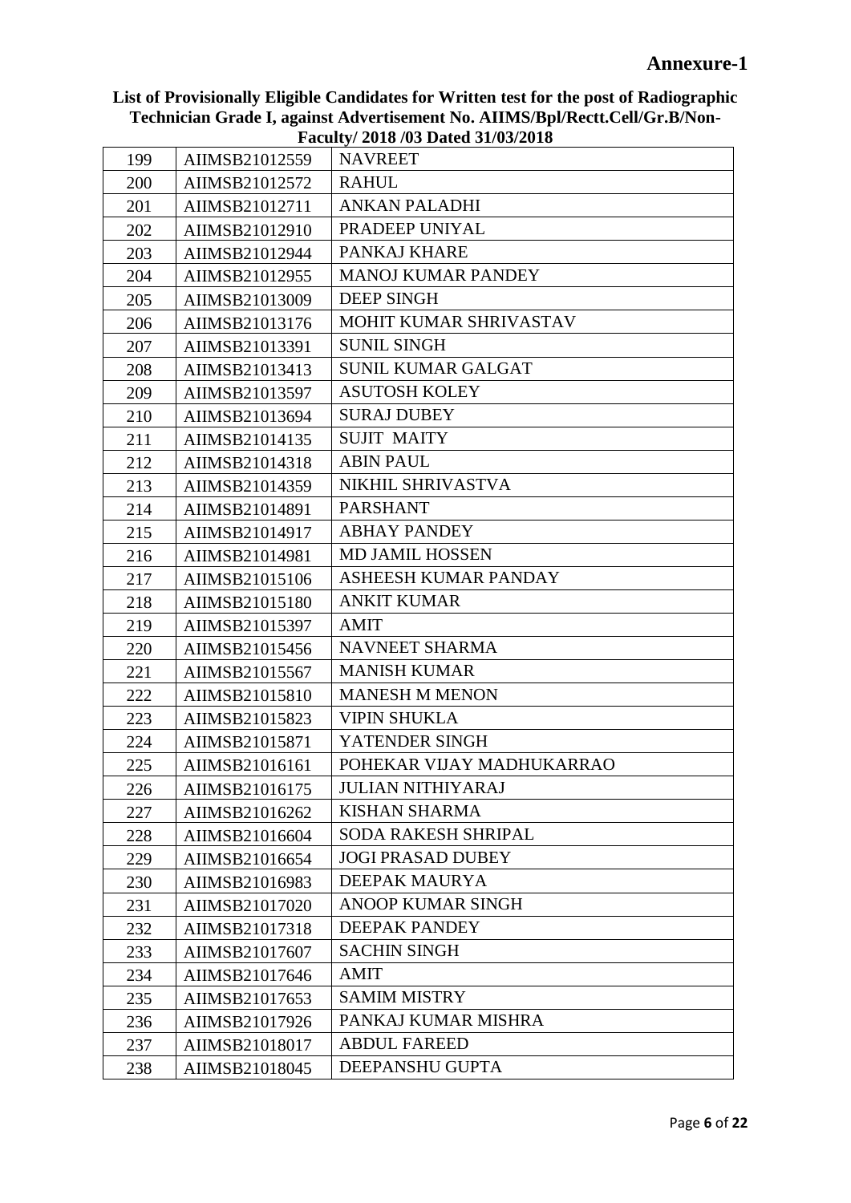**Annexure-1**

**List of Provisionally Eligible Candidates for Written test for the post of Radiographic Technician Grade I, against Advertisement No. AIIMS/Bpl/Rectt.Cell/Gr.B/Non-Faculty/ 2018 /03 Dated 31/03/2018**

| | | |
|---|---|---|
| 199 | AIIMSB21012559 | NAVREET |
| 200 | AIIMSB21012572 | RAHUL |
| 201 | AIIMSB21012711 | ANKAN PALADHI |
| 202 | AIIMSB21012910 | PRADEEP UNIYAL |
| 203 | AIIMSB21012944 | PANKAJ KHARE |
| 204 | AIIMSB21012955 | MANOJ KUMAR PANDEY |
| 205 | AIIMSB21013009 | DEEP SINGH |
| 206 | AIIMSB21013176 | MOHIT KUMAR SHRIVASTAV |
| 207 | AIIMSB21013391 | SUNIL SINGH |
| 208 | AIIMSB21013413 | SUNIL KUMAR GALGAT |
| 209 | AIIMSB21013597 | ASUTOSH KOLEY |
| 210 | AIIMSB21013694 | SURAJ DUBEY |
| 211 | AIIMSB21014135 | SUJIT MAITY |
| 212 | AIIMSB21014318 | ABIN PAUL |
| 213 | AIIMSB21014359 | NIKHIL SHRIVASTVA |
| 214 | AIIMSB21014891 | PARSHANT |
| 215 | AIIMSB21014917 | ABHAY PANDEY |
| 216 | AIIMSB21014981 | MD JAMIL HOSSEN |
| 217 | AIIMSB21015106 | ASHEESH KUMAR PANDAY |
| 218 | AIIMSB21015180 | ANKIT KUMAR |
| 219 | AIIMSB21015397 | AMIT |
| 220 | AIIMSB21015456 | NAVNEET SHARMA |
| 221 | AIIMSB21015567 | MANISH KUMAR |
| 222 | AIIMSB21015810 | MANESH M MENON |
| 223 | AIIMSB21015823 | VIPIN SHUKLA |
| 224 | AIIMSB21015871 | YATENDER SINGH |
| 225 | AIIMSB21016161 | POHEKAR VIJAY MADHUKARRAO |
| 226 | AIIMSB21016175 | JULIAN NITHIYARAJ |
| 227 | AIIMSB21016262 | KISHAN SHARMA |
| 228 | AIIMSB21016604 | SODA RAKESH SHRIPAL |
| 229 | AIIMSB21016654 | JOGI PRASAD DUBEY |
| 230 | AIIMSB21016983 | DEEPAK MAURYA |
| 231 | AIIMSB21017020 | ANOOP KUMAR SINGH |
| 232 | AIIMSB21017318 | DEEPAK PANDEY |
| 233 | AIIMSB21017607 | SACHIN SINGH |
| 234 | AIIMSB21017646 | AMIT |
| 235 | AIIMSB21017653 | SAMIM MISTRY |
| 236 | AIIMSB21017926 | PANKAJ KUMAR MISHRA |
| 237 | AIIMSB21018017 | ABDUL FAREED |
| 238 | AIIMSB21018045 | DEEPANSHU GUPTA |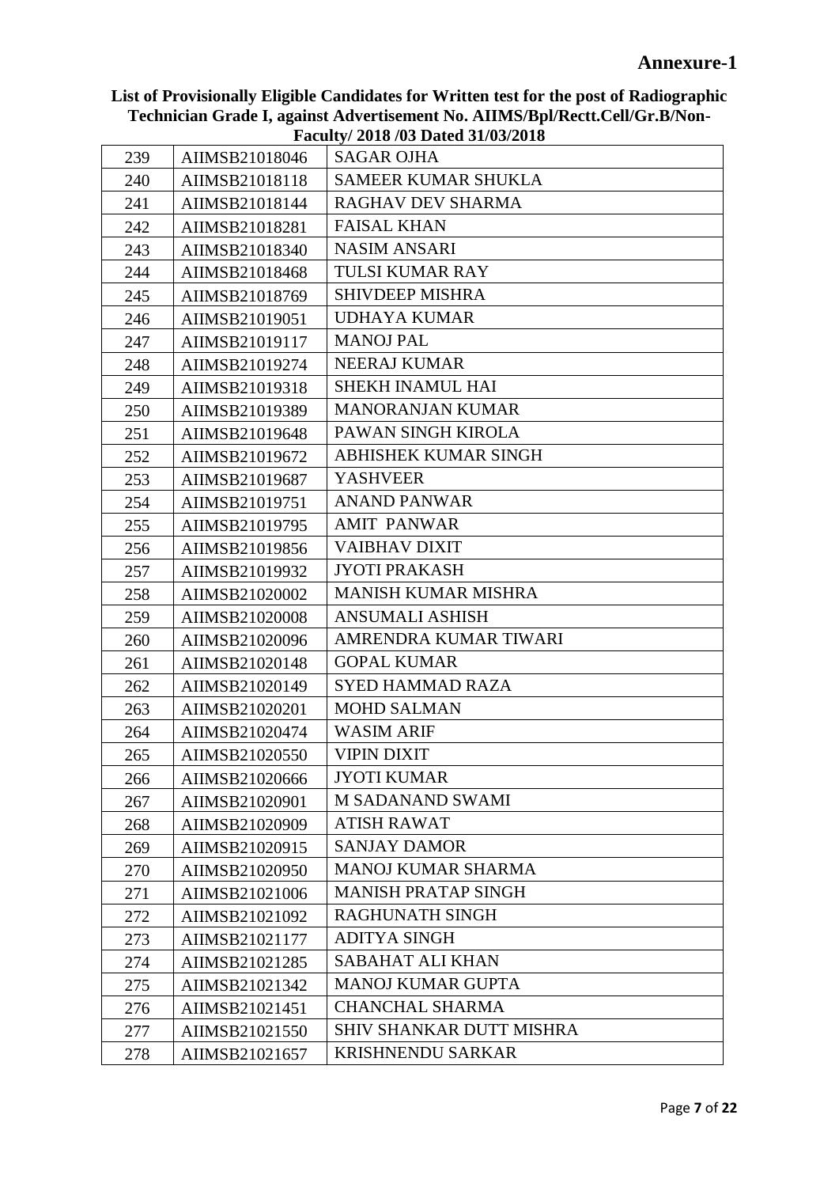**Annexure-1**

**List of Provisionally Eligible Candidates for Written test for the post of Radiographic Technician Grade I, against Advertisement No. AIIMS/Bpl/Rectt.Cell/Gr.B/Non-Faculty/ 2018 /03 Dated 31/03/2018**

| | | |
|---|---|---|
| 239 | AIIMSB21018046 | SAGAR OJHA |
| 240 | AIIMSB21018118 | SAMEER KUMAR SHUKLA |
| 241 | AIIMSB21018144 | RAGHAV DEV SHARMA |
| 242 | AIIMSB21018281 | FAISAL KHAN |
| 243 | AIIMSB21018340 | NASIM ANSARI |
| 244 | AIIMSB21018468 | TULSI KUMAR RAY |
| 245 | AIIMSB21018769 | SHIVDEEP MISHRA |
| 246 | AIIMSB21019051 | UDHAYA KUMAR |
| 247 | AIIMSB21019117 | MANOJ PAL |
| 248 | AIIMSB21019274 | NEERAJ KUMAR |
| 249 | AIIMSB21019318 | SHEKH INAMUL HAI |
| 250 | AIIMSB21019389 | MANORANJAN KUMAR |
| 251 | AIIMSB21019648 | PAWAN SINGH KIROLA |
| 252 | AIIMSB21019672 | ABHISHEK KUMAR SINGH |
| 253 | AIIMSB21019687 | YASHVEER |
| 254 | AIIMSB21019751 | ANAND PANWAR |
| 255 | AIIMSB21019795 | AMIT PANWAR |
| 256 | AIIMSB21019856 | VAIBHAV DIXIT |
| 257 | AIIMSB21019932 | JYOTI PRAKASH |
| 258 | AIIMSB21020002 | MANISH KUMAR MISHRA |
| 259 | AIIMSB21020008 | ANSUMALI ASHISH |
| 260 | AIIMSB21020096 | AMRENDRA KUMAR TIWARI |
| 261 | AIIMSB21020148 | GOPAL KUMAR |
| 262 | AIIMSB21020149 | SYED HAMMAD RAZA |
| 263 | AIIMSB21020201 | MOHD SALMAN |
| 264 | AIIMSB21020474 | WASIM ARIF |
| 265 | AIIMSB21020550 | VIPIN DIXIT |
| 266 | AIIMSB21020666 | JYOTI KUMAR |
| 267 | AIIMSB21020901 | M SADANAND SWAMI |
| 268 | AIIMSB21020909 | ATISH RAWAT |
| 269 | AIIMSB21020915 | SANJAY DAMOR |
| 270 | AIIMSB21020950 | MANOJ KUMAR SHARMA |
| 271 | AIIMSB21021006 | MANISH PRATAP SINGH |
| 272 | AIIMSB21021092 | RAGHUNATH SINGH |
| 273 | AIIMSB21021177 | ADITYA SINGH |
| 274 | AIIMSB21021285 | SABAHAT ALI KHAN |
| 275 | AIIMSB21021342 | MANOJ KUMAR GUPTA |
| 276 | AIIMSB21021451 | CHANCHAL SHARMA |
| 277 | AIIMSB21021550 | SHIV SHANKAR DUTT MISHRA |
| 278 | AIIMSB21021657 | KRISHNENDU SARKAR |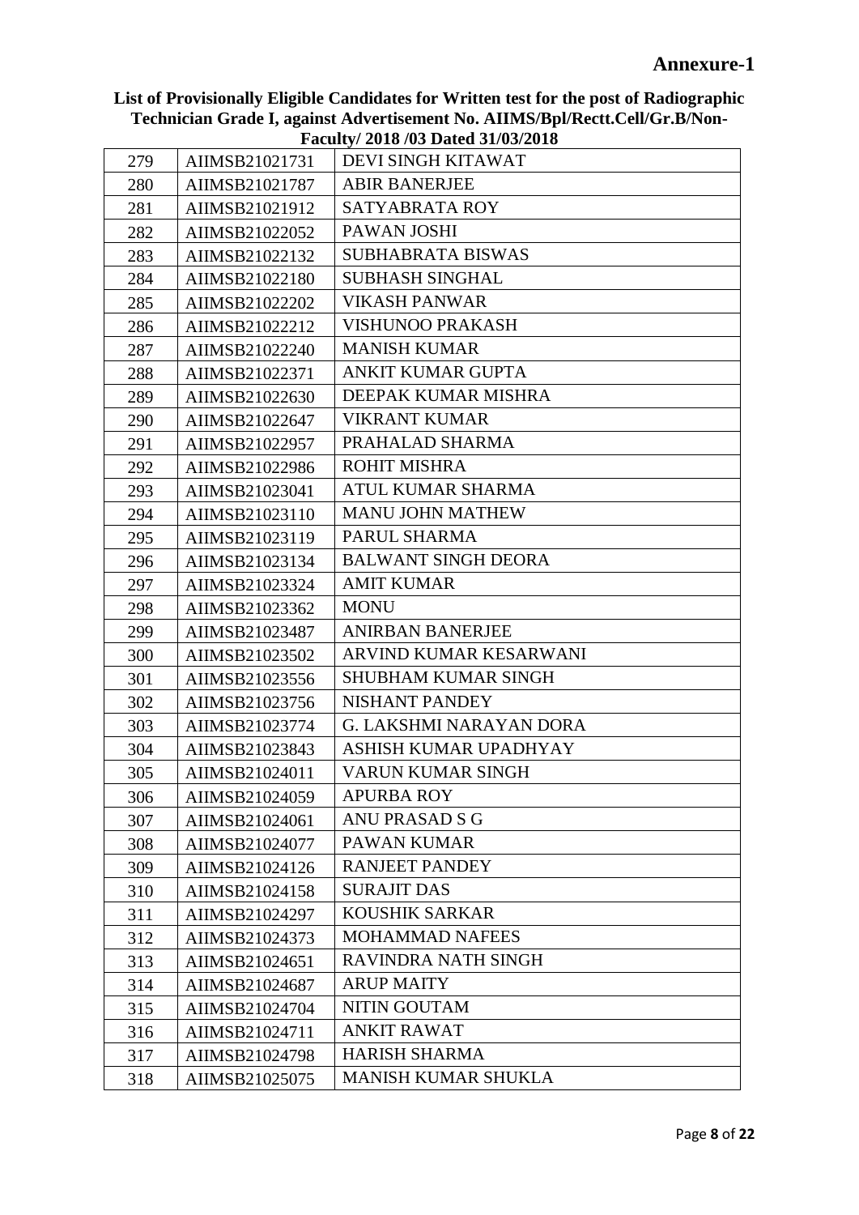**Annexure-1**

**List of Provisionally Eligible Candidates for Written test for the post of Radiographic Technician Grade I, against Advertisement No. AIIMS/Bpl/Rectt.Cell/Gr.B/Non-Faculty/ 2018 /03 Dated 31/03/2018**

| | | |
|---|---|---|
| 279 | AIIMSB21021731 | DEVI SINGH KITAWAT |
| 280 | AIIMSB21021787 | ABIR BANERJEE |
| 281 | AIIMSB21021912 | SATYABRATA ROY |
| 282 | AIIMSB21022052 | PAWAN JOSHI |
| 283 | AIIMSB21022132 | SUBHABRATA BISWAS |
| 284 | AIIMSB21022180 | SUBHASH SINGHAL |
| 285 | AIIMSB21022202 | VIKASH PANWAR |
| 286 | AIIMSB21022212 | VISHUNOO PRAKASH |
| 287 | AIIMSB21022240 | MANISH KUMAR |
| 288 | AIIMSB21022371 | ANKIT KUMAR GUPTA |
| 289 | AIIMSB21022630 | DEEPAK KUMAR MISHRA |
| 290 | AIIMSB21022647 | VIKRANT KUMAR |
| 291 | AIIMSB21022957 | PRAHALAD SHARMA |
| 292 | AIIMSB21022986 | ROHIT MISHRA |
| 293 | AIIMSB21023041 | ATUL KUMAR SHARMA |
| 294 | AIIMSB21023110 | MANU JOHN MATHEW |
| 295 | AIIMSB21023119 | PARUL SHARMA |
| 296 | AIIMSB21023134 | BALWANT SINGH DEORA |
| 297 | AIIMSB21023324 | AMIT KUMAR |
| 298 | AIIMSB21023362 | MONU |
| 299 | AIIMSB21023487 | ANIRBAN BANERJEE |
| 300 | AIIMSB21023502 | ARVIND KUMAR KESARWANI |
| 301 | AIIMSB21023556 | SHUBHAM KUMAR SINGH |
| 302 | AIIMSB21023756 | NISHANT PANDEY |
| 303 | AIIMSB21023774 | G. LAKSHMI NARAYAN DORA |
| 304 | AIIMSB21023843 | ASHISH KUMAR UPADHYAY |
| 305 | AIIMSB21024011 | VARUN KUMAR SINGH |
| 306 | AIIMSB21024059 | APURBA ROY |
| 307 | AIIMSB21024061 | ANU PRASAD S G |
| 308 | AIIMSB21024077 | PAWAN KUMAR |
| 309 | AIIMSB21024126 | RANJEET PANDEY |
| 310 | AIIMSB21024158 | SURAJIT DAS |
| 311 | AIIMSB21024297 | KOUSHIK SARKAR |
| 312 | AIIMSB21024373 | MOHAMMAD NAFEES |
| 313 | AIIMSB21024651 | RAVINDRA NATH SINGH |
| 314 | AIIMSB21024687 | ARUP MAITY |
| 315 | AIIMSB21024704 | NITIN GOUTAM |
| 316 | AIIMSB21024711 | ANKIT RAWAT |
| 317 | AIIMSB21024798 | HARISH SHARMA |
| 318 | AIIMSB21025075 | MANISH KUMAR SHUKLA |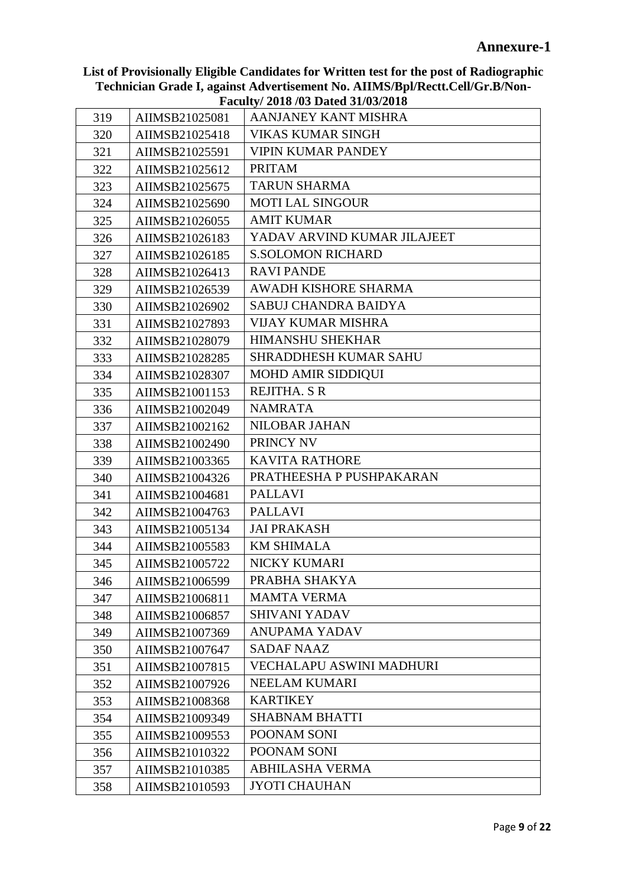**Annexure-1**

**List of Provisionally Eligible Candidates for Written test for the post of Radiographic Technician Grade I, against Advertisement No. AIIMS/Bpl/Rectt.Cell/Gr.B/Non-Faculty/ 2018 /03 Dated 31/03/2018**

| | | |
|---|---|---|
| 319 | AIIMSB21025081 | AANJANEY KANT MISHRA |
| 320 | AIIMSB21025418 | VIKAS KUMAR SINGH |
| 321 | AIIMSB21025591 | VIPIN KUMAR PANDEY |
| 322 | AIIMSB21025612 | PRITAM |
| 323 | AIIMSB21025675 | TARUN SHARMA |
| 324 | AIIMSB21025690 | MOTI LAL SINGOUR |
| 325 | AIIMSB21026055 | AMIT KUMAR |
| 326 | AIIMSB21026183 | YADAV ARVIND KUMAR JILAJEET |
| 327 | AIIMSB21026185 | S.SOLOMON RICHARD |
| 328 | AIIMSB21026413 | RAVI PANDE |
| 329 | AIIMSB21026539 | AWADH KISHORE SHARMA |
| 330 | AIIMSB21026902 | SABUJ CHANDRA BAIDYA |
| 331 | AIIMSB21027893 | VIJAY KUMAR MISHRA |
| 332 | AIIMSB21028079 | HIMANSHU SHEKHAR |
| 333 | AIIMSB21028285 | SHRADDHESH KUMAR SAHU |
| 334 | AIIMSB21028307 | MOHD AMIR SIDDIQUI |
| 335 | AIIMSB21001153 | REJITHA. S R |
| 336 | AIIMSB21002049 | NAMRATA |
| 337 | AIIMSB21002162 | NILOBAR JAHAN |
| 338 | AIIMSB21002490 | PRINCY NV |
| 339 | AIIMSB21003365 | KAVITA RATHORE |
| 340 | AIIMSB21004326 | PRATHEESHA P PUSHPAKARAN |
| 341 | AIIMSB21004681 | PALLAVI |
| 342 | AIIMSB21004763 | PALLAVI |
| 343 | AIIMSB21005134 | JAI PRAKASH |
| 344 | AIIMSB21005583 | KM SHIMALA |
| 345 | AIIMSB21005722 | NICKY KUMARI |
| 346 | AIIMSB21006599 | PRABHA SHAKYA |
| 347 | AIIMSB21006811 | MAMTA VERMA |
| 348 | AIIMSB21006857 | SHIVANI YADAV |
| 349 | AIIMSB21007369 | ANUPAMA YADAV |
| 350 | AIIMSB21007647 | SADAF NAAZ |
| 351 | AIIMSB21007815 | VECHALAPU ASWINI MADHURI |
| 352 | AIIMSB21007926 | NEELAM KUMARI |
| 353 | AIIMSB21008368 | KARTIKEY |
| 354 | AIIMSB21009349 | SHABNAM BHATTI |
| 355 | AIIMSB21009553 | POONAM SONI |
| 356 | AIIMSB21010322 | POONAM SONI |
| 357 | AIIMSB21010385 | ABHILASHA VERMA |
| 358 | AIIMSB21010593 | JYOTI CHAUHAN |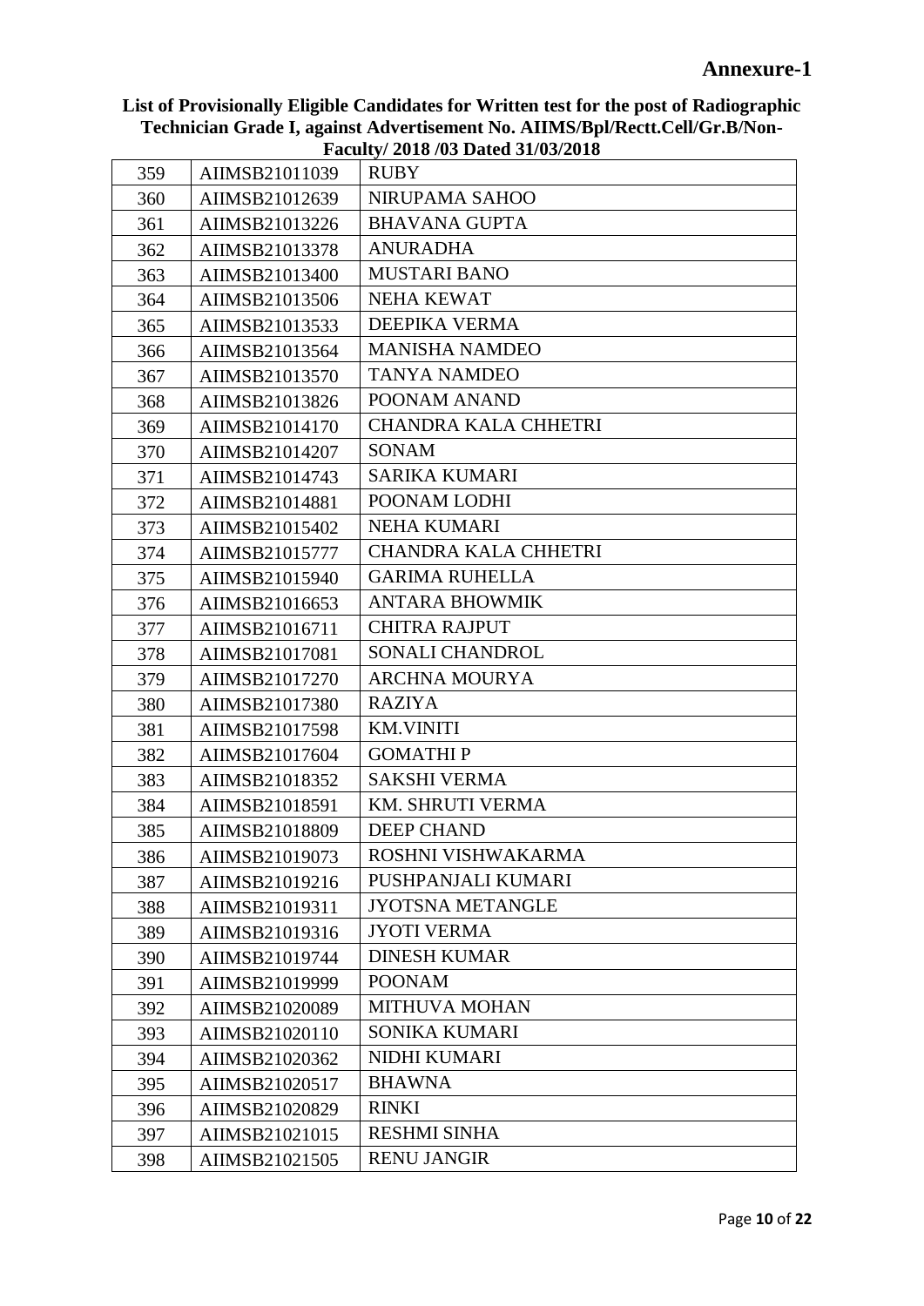**Annexure-1**

**List of Provisionally Eligible Candidates for Written test for the post of Radiographic Technician Grade I, against Advertisement No. AIIMS/Bpl/Rectt.Cell/Gr.B/Non-Faculty/ 2018 /03 Dated 31/03/2018**

| | | |
|---|---|---|
| 359 | AIIMSB21011039 | RUBY |
| 360 | AIIMSB21012639 | NIRUPAMA SAHOO |
| 361 | AIIMSB21013226 | BHAVANA GUPTA |
| 362 | AIIMSB21013378 | ANURADHA |
| 363 | AIIMSB21013400 | MUSTARI BANO |
| 364 | AIIMSB21013506 | NEHA KEWAT |
| 365 | AIIMSB21013533 | DEEPIKA VERMA |
| 366 | AIIMSB21013564 | MANISHA NAMDEO |
| 367 | AIIMSB21013570 | TANYA NAMDEO |
| 368 | AIIMSB21013826 | POONAM ANAND |
| 369 | AIIMSB21014170 | CHANDRA KALA CHHETRI |
| 370 | AIIMSB21014207 | SONAM |
| 371 | AIIMSB21014743 | SARIKA KUMARI |
| 372 | AIIMSB21014881 | POONAM LODHI |
| 373 | AIIMSB21015402 | NEHA KUMARI |
| 374 | AIIMSB21015777 | CHANDRA KALA CHHETRI |
| 375 | AIIMSB21015940 | GARIMA RUHELLA |
| 376 | AIIMSB21016653 | ANTARA BHOWMIK |
| 377 | AIIMSB21016711 | CHITRA RAJPUT |
| 378 | AIIMSB21017081 | SONALI CHANDROL |
| 379 | AIIMSB21017270 | ARCHNA MOURYA |
| 380 | AIIMSB21017380 | RAZIYA |
| 381 | AIIMSB21017598 | KM.VINITI |
| 382 | AIIMSB21017604 | GOMATHI P |
| 383 | AIIMSB21018352 | SAKSHI VERMA |
| 384 | AIIMSB21018591 | KM. SHRUTI VERMA |
| 385 | AIIMSB21018809 | DEEP CHAND |
| 386 | AIIMSB21019073 | ROSHNI VISHWAKARMA |
| 387 | AIIMSB21019216 | PUSHPANJALI KUMARI |
| 388 | AIIMSB21019311 | JYOTSNA METANGLE |
| 389 | AIIMSB21019316 | JYOTI VERMA |
| 390 | AIIMSB21019744 | DINESH KUMAR |
| 391 | AIIMSB21019999 | POONAM |
| 392 | AIIMSB21020089 | MITHUVA MOHAN |
| 393 | AIIMSB21020110 | SONIKA KUMARI |
| 394 | AIIMSB21020362 | NIDHI KUMARI |
| 395 | AIIMSB21020517 | BHAWNA |
| 396 | AIIMSB21020829 | RINKI |
| 397 | AIIMSB21021015 | RESHMI SINHA |
| 398 | AIIMSB21021505 | RENU JANGIR |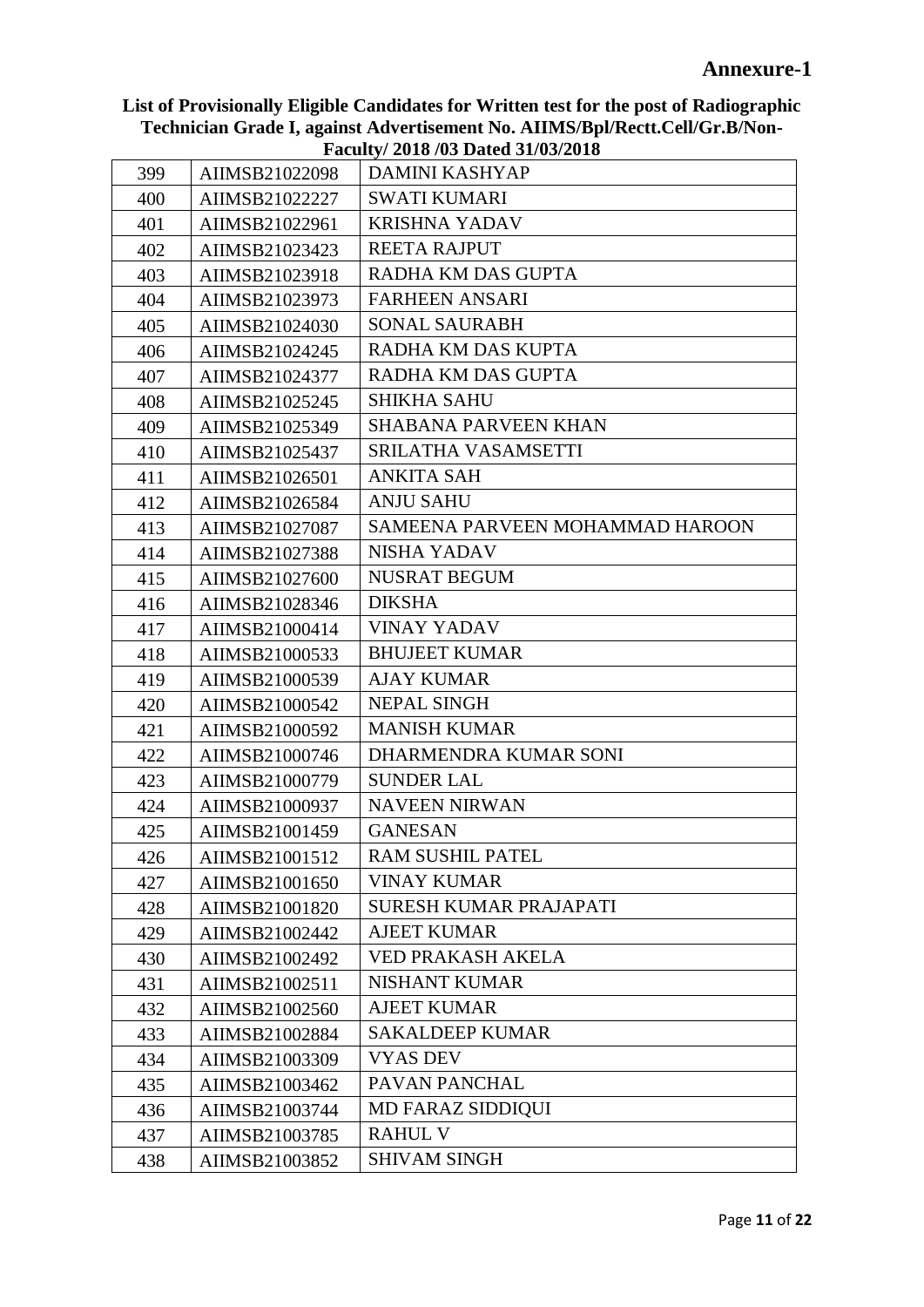## Annexure-1

**List of Provisionally Eligible Candidates for Written test for the post of Radiographic Technician Grade I, against Advertisement No. AIIMS/Bpl/Rectt.Cell/Gr.B/Non-Faculty/ 2018 /03 Dated 31/03/2018**

| | | |
|---|---|---|
| 399 | AIIMSB21022098 | DAMINI KASHYAP |
| 400 | AIIMSB21022227 | SWATI KUMARI |
| 401 | AIIMSB21022961 | KRISHNA YADAV |
| 402 | AIIMSB21023423 | REETA RAJPUT |
| 403 | AIIMSB21023918 | RADHA KM DAS GUPTA |
| 404 | AIIMSB21023973 | FARHEEN ANSARI |
| 405 | AIIMSB21024030 | SONAL SAURABH |
| 406 | AIIMSB21024245 | RADHA KM DAS KUPTA |
| 407 | AIIMSB21024377 | RADHA KM DAS GUPTA |
| 408 | AIIMSB21025245 | SHIKHA SAHU |
| 409 | AIIMSB21025349 | SHABANA PARVEEN KHAN |
| 410 | AIIMSB21025437 | SRILATHA VASAMSETTI |
| 411 | AIIMSB21026501 | ANKITA SAH |
| 412 | AIIMSB21026584 | ANJU SAHU |
| 413 | AIIMSB21027087 | SAMEENA PARVEEN MOHAMMAD HAROON |
| 414 | AIIMSB21027388 | NISHA YADAV |
| 415 | AIIMSB21027600 | NUSRAT BEGUM |
| 416 | AIIMSB21028346 | DIKSHA |
| 417 | AIIMSB21000414 | VINAY YADAV |
| 418 | AIIMSB21000533 | BHUJEET KUMAR |
| 419 | AIIMSB21000539 | AJAY KUMAR |
| 420 | AIIMSB21000542 | NEPAL SINGH |
| 421 | AIIMSB21000592 | MANISH KUMAR |
| 422 | AIIMSB21000746 | DHARMENDRA KUMAR SONI |
| 423 | AIIMSB21000779 | SUNDER LAL |
| 424 | AIIMSB21000937 | NAVEEN NIRWAN |
| 425 | AIIMSB21001459 | GANESAN |
| 426 | AIIMSB21001512 | RAM SUSHIL PATEL |
| 427 | AIIMSB21001650 | VINAY KUMAR |
| 428 | AIIMSB21001820 | SURESH KUMAR PRAJAPATI |
| 429 | AIIMSB21002442 | AJEET KUMAR |
| 430 | AIIMSB21002492 | VED PRAKASH AKELA |
| 431 | AIIMSB21002511 | NISHANT KUMAR |
| 432 | AIIMSB21002560 | AJEET KUMAR |
| 433 | AIIMSB21002884 | SAKALDEEP KUMAR |
| 434 | AIIMSB21003309 | VYAS DEV |
| 435 | AIIMSB21003462 | PAVAN PANCHAL |
| 436 | AIIMSB21003744 | MD FARAZ SIDDIQUI |
| 437 | AIIMSB21003785 | RAHUL V |
| 438 | AIIMSB21003852 | SHIVAM SINGH |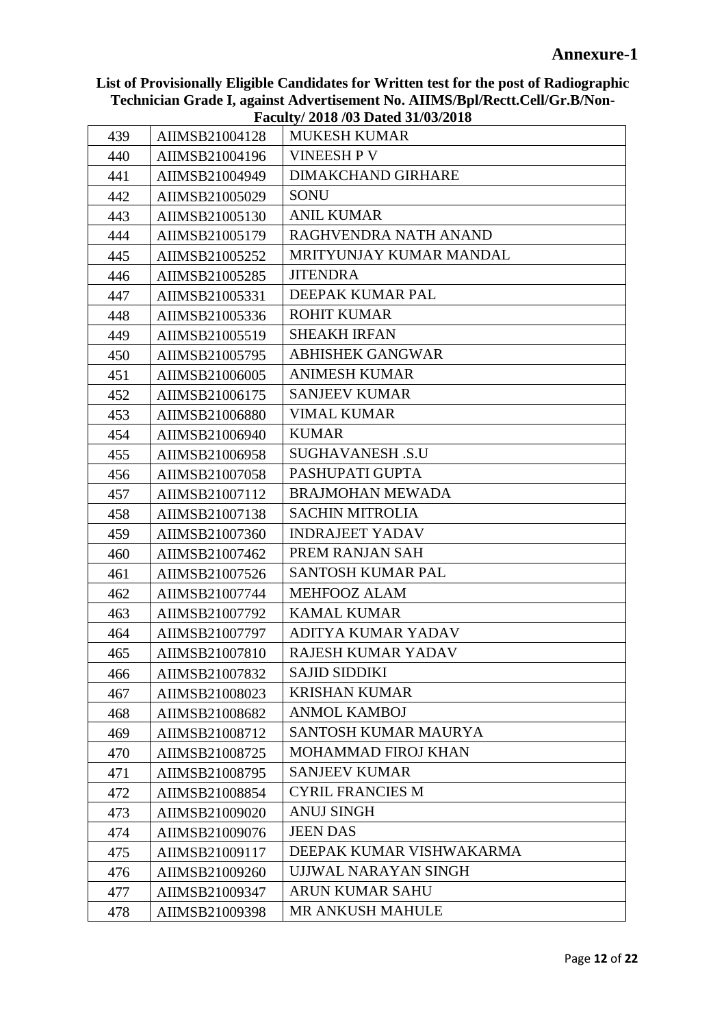# Annexure-1

**List of Provisionally Eligible Candidates for Written test for the post of Radiographic Technician Grade I, against Advertisement No. AIIMS/Bpl/Rectt.Cell/Gr.B/Non-Faculty/ 2018 /03 Dated 31/03/2018**

| | | |
|---|---|---|
| 439 | AIIMSB21004128 | MUKESH KUMAR |
| 440 | AIIMSB21004196 | VINEESH P V |
| 441 | AIIMSB21004949 | DIMAKCHAND GIRHARE |
| 442 | AIIMSB21005029 | SONU |
| 443 | AIIMSB21005130 | ANIL KUMAR |
| 444 | AIIMSB21005179 | RAGHVENDRA NATH ANAND |
| 445 | AIIMSB21005252 | MRITYUNJAY KUMAR MANDAL |
| 446 | AIIMSB21005285 | JITENDRA |
| 447 | AIIMSB21005331 | DEEPAK KUMAR PAL |
| 448 | AIIMSB21005336 | ROHIT KUMAR |
| 449 | AIIMSB21005519 | SHEAKH IRFAN |
| 450 | AIIMSB21005795 | ABHISHEK GANGWAR |
| 451 | AIIMSB21006005 | ANIMESH KUMAR |
| 452 | AIIMSB21006175 | SANJEEV KUMAR |
| 453 | AIIMSB21006880 | VIMAL KUMAR |
| 454 | AIIMSB21006940 | KUMAR |
| 455 | AIIMSB21006958 | SUGHAVANESH .S.U |
| 456 | AIIMSB21007058 | PASHUPATI GUPTA |
| 457 | AIIMSB21007112 | BRAJMOHAN MEWADA |
| 458 | AIIMSB21007138 | SACHIN MITROLIA |
| 459 | AIIMSB21007360 | INDRAJEET YADAV |
| 460 | AIIMSB21007462 | PREM RANJAN SAH |
| 461 | AIIMSB21007526 | SANTOSH KUMAR PAL |
| 462 | AIIMSB21007744 | MEHFOOZ ALAM |
| 463 | AIIMSB21007792 | KAMAL KUMAR |
| 464 | AIIMSB21007797 | ADITYA KUMAR YADAV |
| 465 | AIIMSB21007810 | RAJESH KUMAR YADAV |
| 466 | AIIMSB21007832 | SAJID SIDDIKI |
| 467 | AIIMSB21008023 | KRISHAN KUMAR |
| 468 | AIIMSB21008682 | ANMOL KAMBOJ |
| 469 | AIIMSB21008712 | SANTOSH KUMAR MAURYA |
| 470 | AIIMSB21008725 | MOHAMMAD FIROJ KHAN |
| 471 | AIIMSB21008795 | SANJEEV KUMAR |
| 472 | AIIMSB21008854 | CYRIL FRANCIES M |
| 473 | AIIMSB21009020 | ANUJ SINGH |
| 474 | AIIMSB21009076 | JEEN DAS |
| 475 | AIIMSB21009117 | DEEPAK KUMAR VISHWAKARMA |
| 476 | AIIMSB21009260 | UJJWAL NARAYAN SINGH |
| 477 | AIIMSB21009347 | ARUN KUMAR SAHU |
| 478 | AIIMSB21009398 | MR ANKUSH MAHULE |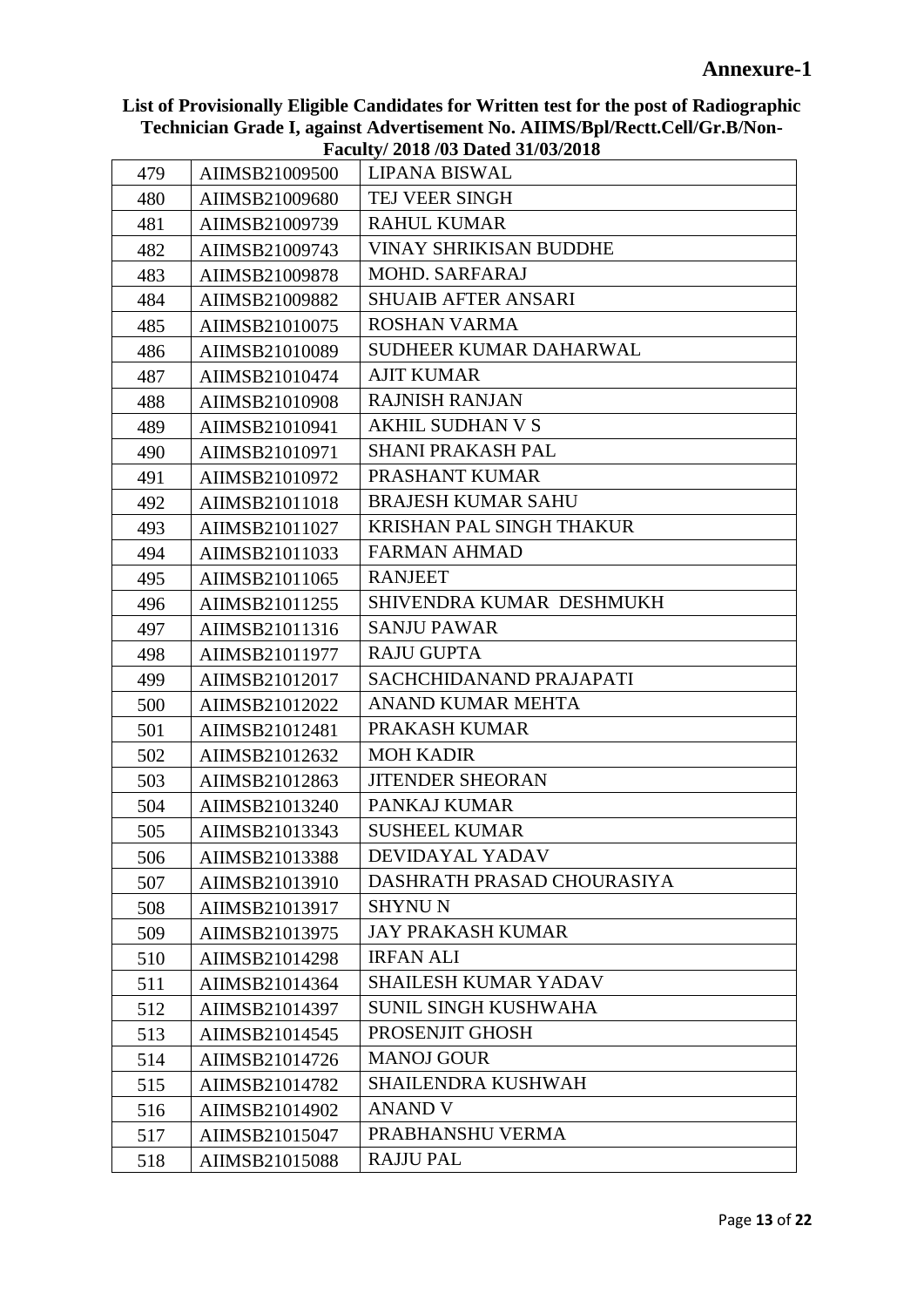**Annexure-1**

**List of Provisionally Eligible Candidates for Written test for the post of Radiographic Technician Grade I, against Advertisement No. AIIMS/Bpl/Rectt.Cell/Gr.B/Non-Faculty/ 2018 /03 Dated 31/03/2018**

| | | |
|---|---|---|
| 479 | AIIMSB21009500 | LIPANA BISWAL |
| 480 | AIIMSB21009680 | TEJ VEER SINGH |
| 481 | AIIMSB21009739 | RAHUL KUMAR |
| 482 | AIIMSB21009743 | VINAY SHRIKISAN BUDDHE |
| 483 | AIIMSB21009878 | MOHD. SARFARAJ |
| 484 | AIIMSB21009882 | SHUAIB AFTER ANSARI |
| 485 | AIIMSB21010075 | ROSHAN VARMA |
| 486 | AIIMSB21010089 | SUDHEER KUMAR DAHARWAL |
| 487 | AIIMSB21010474 | AJIT KUMAR |
| 488 | AIIMSB21010908 | RAJNISH RANJAN |
| 489 | AIIMSB21010941 | AKHIL SUDHAN V S |
| 490 | AIIMSB21010971 | SHANI PRAKASH PAL |
| 491 | AIIMSB21010972 | PRASHANT KUMAR |
| 492 | AIIMSB21011018 | BRAJESH KUMAR SAHU |
| 493 | AIIMSB21011027 | KRISHAN PAL SINGH THAKUR |
| 494 | AIIMSB21011033 | FARMAN AHMAD |
| 495 | AIIMSB21011065 | RANJEET |
| 496 | AIIMSB21011255 | SHIVENDRA KUMAR DESHMUKH |
| 497 | AIIMSB21011316 | SANJU PAWAR |
| 498 | AIIMSB21011977 | RAJU GUPTA |
| 499 | AIIMSB21012017 | SACHCHIDANAND PRAJAPATI |
| 500 | AIIMSB21012022 | ANAND KUMAR MEHTA |
| 501 | AIIMSB21012481 | PRAKASH KUMAR |
| 502 | AIIMSB21012632 | MOH KADIR |
| 503 | AIIMSB21012863 | JITENDER SHEORAN |
| 504 | AIIMSB21013240 | PANKAJ KUMAR |
| 505 | AIIMSB21013343 | SUSHEEL KUMAR |
| 506 | AIIMSB21013388 | DEVIDAYAL YADAV |
| 507 | AIIMSB21013910 | DASHRATH PRASAD CHOURASIYA |
| 508 | AIIMSB21013917 | SHYNU N |
| 509 | AIIMSB21013975 | JAY PRAKASH KUMAR |
| 510 | AIIMSB21014298 | IRFAN ALI |
| 511 | AIIMSB21014364 | SHAILESH KUMAR YADAV |
| 512 | AIIMSB21014397 | SUNIL SINGH KUSHWAHA |
| 513 | AIIMSB21014545 | PROSENJIT GHOSH |
| 514 | AIIMSB21014726 | MANOJ GOUR |
| 515 | AIIMSB21014782 | SHAILENDRA KUSHWAH |
| 516 | AIIMSB21014902 | ANAND V |
| 517 | AIIMSB21015047 | PRABHANSHU VERMA |
| 518 | AIIMSB21015088 | RAJJU PAL |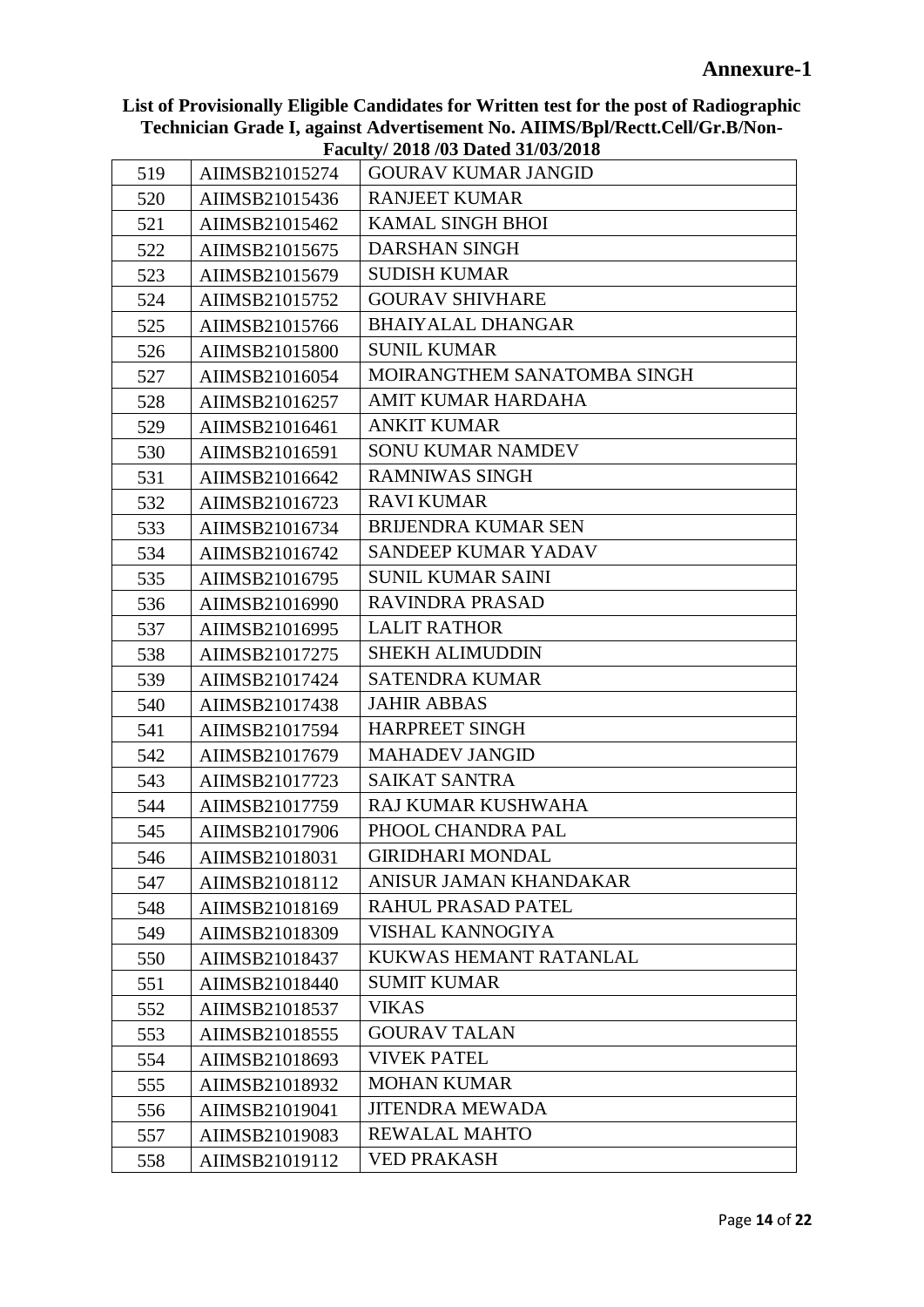## Annexure-1

**List of Provisionally Eligible Candidates for Written test for the post of Radiographic Technician Grade I, against Advertisement No. AIIMS/Bpl/Rectt.Cell/Gr.B/Non-Faculty/ 2018 /03 Dated 31/03/2018**

| | | |
|---|---|---|
| 519 | AIIMSB21015274 | GOURAV KUMAR JANGID |
| 520 | AIIMSB21015436 | RANJEET KUMAR |
| 521 | AIIMSB21015462 | KAMAL SINGH BHOI |
| 522 | AIIMSB21015675 | DARSHAN SINGH |
| 523 | AIIMSB21015679 | SUDISH KUMAR |
| 524 | AIIMSB21015752 | GOURAV SHIVHARE |
| 525 | AIIMSB21015766 | BHAIYALAL DHANGAR |
| 526 | AIIMSB21015800 | SUNIL KUMAR |
| 527 | AIIMSB21016054 | MOIRANGTHEM SANATOMBA SINGH |
| 528 | AIIMSB21016257 | AMIT KUMAR HARDAHA |
| 529 | AIIMSB21016461 | ANKIT KUMAR |
| 530 | AIIMSB21016591 | SONU KUMAR NAMDEV |
| 531 | AIIMSB21016642 | RAMNIWAS SINGH |
| 532 | AIIMSB21016723 | RAVI KUMAR |
| 533 | AIIMSB21016734 | BRIJENDRA KUMAR SEN |
| 534 | AIIMSB21016742 | SANDEEP KUMAR YADAV |
| 535 | AIIMSB21016795 | SUNIL KUMAR SAINI |
| 536 | AIIMSB21016990 | RAVINDRA PRASAD |
| 537 | AIIMSB21016995 | LALIT RATHOR |
| 538 | AIIMSB21017275 | SHEKH ALIMUDDIN |
| 539 | AIIMSB21017424 | SATENDRA KUMAR |
| 540 | AIIMSB21017438 | JAHIR ABBAS |
| 541 | AIIMSB21017594 | HARPREET SINGH |
| 542 | AIIMSB21017679 | MAHADEV JANGID |
| 543 | AIIMSB21017723 | SAIKAT SANTRA |
| 544 | AIIMSB21017759 | RAJ KUMAR KUSHWAHA |
| 545 | AIIMSB21017906 | PHOOL CHANDRA PAL |
| 546 | AIIMSB21018031 | GIRIDHARI MONDAL |
| 547 | AIIMSB21018112 | ANISUR JAMAN KHANDAKAR |
| 548 | AIIMSB21018169 | RAHUL PRASAD PATEL |
| 549 | AIIMSB21018309 | VISHAL KANNOGIYA |
| 550 | AIIMSB21018437 | KUKWAS HEMANT RATANLAL |
| 551 | AIIMSB21018440 | SUMIT KUMAR |
| 552 | AIIMSB21018537 | VIKAS |
| 553 | AIIMSB21018555 | GOURAV TALAN |
| 554 | AIIMSB21018693 | VIVEK PATEL |
| 555 | AIIMSB21018932 | MOHAN KUMAR |
| 556 | AIIMSB21019041 | JITENDRA MEWADA |
| 557 | AIIMSB21019083 | REWALAL MAHTO |
| 558 | AIIMSB21019112 | VED PRAKASH |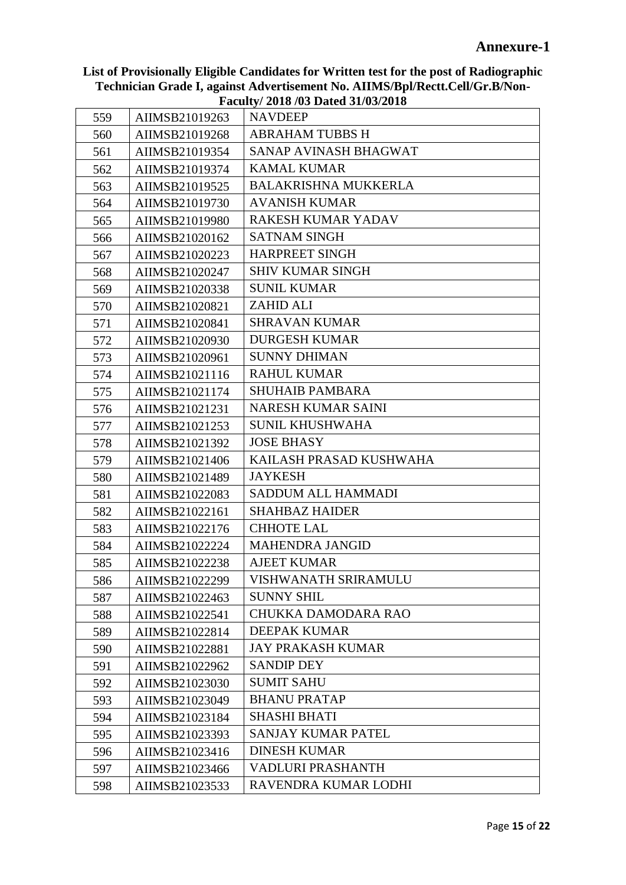## Annexure-1

**List of Provisionally Eligible Candidates for Written test for the post of Radiographic Technician Grade I, against Advertisement No. AIIMS/Bpl/Rectt.Cell/Gr.B/Non-Faculty/ 2018 /03 Dated 31/03/2018**

| | | |
|---|---|---|
| 559 | AIIMSB21019263 | NAVDEEP |
| 560 | AIIMSB21019268 | ABRAHAM TUBBS H |
| 561 | AIIMSB21019354 | SANAP AVINASH BHAGWAT |
| 562 | AIIMSB21019374 | KAMAL KUMAR |
| 563 | AIIMSB21019525 | BALAKRISHNA MUKKERLA |
| 564 | AIIMSB21019730 | AVANISH KUMAR |
| 565 | AIIMSB21019980 | RAKESH KUMAR YADAV |
| 566 | AIIMSB21020162 | SATNAM SINGH |
| 567 | AIIMSB21020223 | HARPREET SINGH |
| 568 | AIIMSB21020247 | SHIV KUMAR SINGH |
| 569 | AIIMSB21020338 | SUNIL KUMAR |
| 570 | AIIMSB21020821 | ZAHID ALI |
| 571 | AIIMSB21020841 | SHRAVAN KUMAR |
| 572 | AIIMSB21020930 | DURGESH KUMAR |
| 573 | AIIMSB21020961 | SUNNY DHIMAN |
| 574 | AIIMSB21021116 | RAHUL KUMAR |
| 575 | AIIMSB21021174 | SHUHAIB PAMBARA |
| 576 | AIIMSB21021231 | NARESH KUMAR SAINI |
| 577 | AIIMSB21021253 | SUNIL KHUSHWAHA |
| 578 | AIIMSB21021392 | JOSE BHASY |
| 579 | AIIMSB21021406 | KAILASH PRASAD KUSHWAHA |
| 580 | AIIMSB21021489 | JAYKESH |
| 581 | AIIMSB21022083 | SADDUM ALL HAMMADI |
| 582 | AIIMSB21022161 | SHAHBAZ HAIDER |
| 583 | AIIMSB21022176 | CHHOTE LAL |
| 584 | AIIMSB21022224 | MAHENDRA JANGID |
| 585 | AIIMSB21022238 | AJEET KUMAR |
| 586 | AIIMSB21022299 | VISHWANATH SRIRAMULU |
| 587 | AIIMSB21022463 | SUNNY SHIL |
| 588 | AIIMSB21022541 | CHUKKA DAMODARA RAO |
| 589 | AIIMSB21022814 | DEEPAK KUMAR |
| 590 | AIIMSB21022881 | JAY PRAKASH KUMAR |
| 591 | AIIMSB21022962 | SANDIP DEY |
| 592 | AIIMSB21023030 | SUMIT SAHU |
| 593 | AIIMSB21023049 | BHANU PRATAP |
| 594 | AIIMSB21023184 | SHASHI BHATI |
| 595 | AIIMSB21023393 | SANJAY KUMAR PATEL |
| 596 | AIIMSB21023416 | DINESH KUMAR |
| 597 | AIIMSB21023466 | VADLURI PRASHANTH |
| 598 | AIIMSB21023533 | RAVENDRA KUMAR LODHI |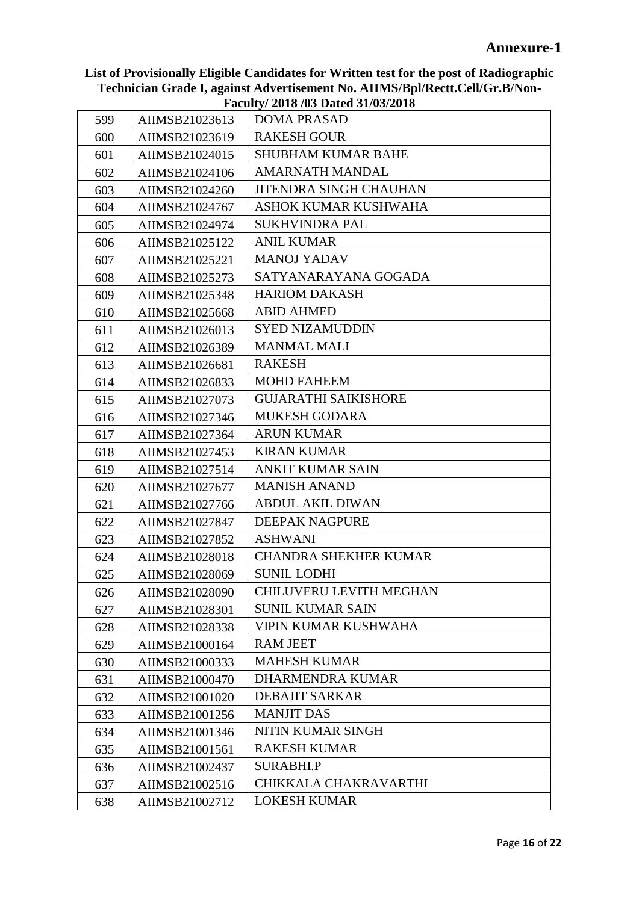**Annexure-1**

**List of Provisionally Eligible Candidates for Written test for the post of Radiographic Technician Grade I, against Advertisement No. AIIMS/Bpl/Rectt.Cell/Gr.B/Non-Faculty/ 2018 /03 Dated 31/03/2018**

| | | |
|---|---|---|
| 599 | AIIMSB21023613 | DOMA PRASAD |
| 600 | AIIMSB21023619 | RAKESH GOUR |
| 601 | AIIMSB21024015 | SHUBHAM KUMAR BAHE |
| 602 | AIIMSB21024106 | AMARNATH MANDAL |
| 603 | AIIMSB21024260 | JITENDRA SINGH CHAUHAN |
| 604 | AIIMSB21024767 | ASHOK KUMAR KUSHWAHA |
| 605 | AIIMSB21024974 | SUKHVINDRA PAL |
| 606 | AIIMSB21025122 | ANIL KUMAR |
| 607 | AIIMSB21025221 | MANOJ YADAV |
| 608 | AIIMSB21025273 | SATYANARAYANA GOGADA |
| 609 | AIIMSB21025348 | HARIOM DAKASH |
| 610 | AIIMSB21025668 | ABID AHMED |
| 611 | AIIMSB21026013 | SYED NIZAMUDDIN |
| 612 | AIIMSB21026389 | MANMAL MALI |
| 613 | AIIMSB21026681 | RAKESH |
| 614 | AIIMSB21026833 | MOHD FAHEEM |
| 615 | AIIMSB21027073 | GUJARATHI SAIKISHORE |
| 616 | AIIMSB21027346 | MUKESH GODARA |
| 617 | AIIMSB21027364 | ARUN KUMAR |
| 618 | AIIMSB21027453 | KIRAN KUMAR |
| 619 | AIIMSB21027514 | ANKIT KUMAR SAIN |
| 620 | AIIMSB21027677 | MANISH ANAND |
| 621 | AIIMSB21027766 | ABDUL AKIL DIWAN |
| 622 | AIIMSB21027847 | DEEPAK NAGPURE |
| 623 | AIIMSB21027852 | ASHWANI |
| 624 | AIIMSB21028018 | CHANDRA SHEKHER KUMAR |
| 625 | AIIMSB21028069 | SUNIL LODHI |
| 626 | AIIMSB21028090 | CHILUVERU LEVITH MEGHAN |
| 627 | AIIMSB21028301 | SUNIL KUMAR SAIN |
| 628 | AIIMSB21028338 | VIPIN KUMAR KUSHWAHA |
| 629 | AIIMSB21000164 | RAM JEET |
| 630 | AIIMSB21000333 | MAHESH KUMAR |
| 631 | AIIMSB21000470 | DHARMENDRA KUMAR |
| 632 | AIIMSB21001020 | DEBAJIT SARKAR |
| 633 | AIIMSB21001256 | MANJIT DAS |
| 634 | AIIMSB21001346 | NITIN KUMAR SINGH |
| 635 | AIIMSB21001561 | RAKESH KUMAR |
| 636 | AIIMSB21002437 | SURABHI.P |
| 637 | AIIMSB21002516 | CHIKKALA CHAKRAVARTHI |
| 638 | AIIMSB21002712 | LOKESH KUMAR |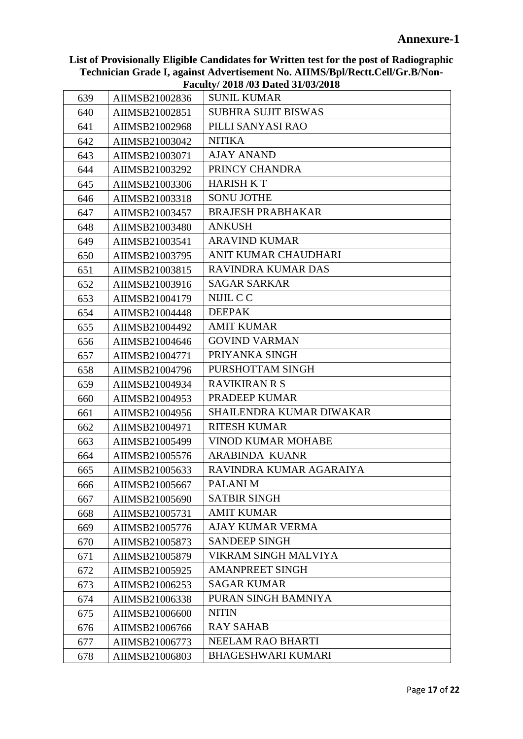**Annexure-1**

**List of Provisionally Eligible Candidates for Written test for the post of Radiographic Technician Grade I, against Advertisement No. AIIMS/Bpl/Rectt.Cell/Gr.B/Non-Faculty/ 2018 /03 Dated 31/03/2018**

| | | |
|---|---|---|
| 639 | AIIMSB21002836 | SUNIL KUMAR |
| 640 | AIIMSB21002851 | SUBHRA SUJIT BISWAS |
| 641 | AIIMSB21002968 | PILLI SANYASI RAO |
| 642 | AIIMSB21003042 | NITIKA |
| 643 | AIIMSB21003071 | AJAY ANAND |
| 644 | AIIMSB21003292 | PRINCY CHANDRA |
| 645 | AIIMSB21003306 | HARISH K T |
| 646 | AIIMSB21003318 | SONU JOTHE |
| 647 | AIIMSB21003457 | BRAJESH PRABHAKAR |
| 648 | AIIMSB21003480 | ANKUSH |
| 649 | AIIMSB21003541 | ARAVIND KUMAR |
| 650 | AIIMSB21003795 | ANIT KUMAR CHAUDHARI |
| 651 | AIIMSB21003815 | RAVINDRA KUMAR DAS |
| 652 | AIIMSB21003916 | SAGAR SARKAR |
| 653 | AIIMSB21004179 | NIJIL C C |
| 654 | AIIMSB21004448 | DEEPAK |
| 655 | AIIMSB21004492 | AMIT KUMAR |
| 656 | AIIMSB21004646 | GOVIND VARMAN |
| 657 | AIIMSB21004771 | PRIYANKA SINGH |
| 658 | AIIMSB21004796 | PURSHOTTAM SINGH |
| 659 | AIIMSB21004934 | RAVIKIRAN R S |
| 660 | AIIMSB21004953 | PRADEEP KUMAR |
| 661 | AIIMSB21004956 | SHAILENDRA KUMAR DIWAKAR |
| 662 | AIIMSB21004971 | RITESH KUMAR |
| 663 | AIIMSB21005499 | VINOD KUMAR MOHABE |
| 664 | AIIMSB21005576 | ARABINDA KUANR |
| 665 | AIIMSB21005633 | RAVINDRA KUMAR AGARAIYA |
| 666 | AIIMSB21005667 | PALANI M |
| 667 | AIIMSB21005690 | SATBIR SINGH |
| 668 | AIIMSB21005731 | AMIT KUMAR |
| 669 | AIIMSB21005776 | AJAY KUMAR VERMA |
| 670 | AIIMSB21005873 | SANDEEP SINGH |
| 671 | AIIMSB21005879 | VIKRAM SINGH MALVIYA |
| 672 | AIIMSB21005925 | AMANPREET SINGH |
| 673 | AIIMSB21006253 | SAGAR KUMAR |
| 674 | AIIMSB21006338 | PURAN SINGH BAMNIYA |
| 675 | AIIMSB21006600 | NITIN |
| 676 | AIIMSB21006766 | RAY SAHAB |
| 677 | AIIMSB21006773 | NEELAM RAO BHARTI |
| 678 | AIIMSB21006803 | BHAGESHWARI KUMARI |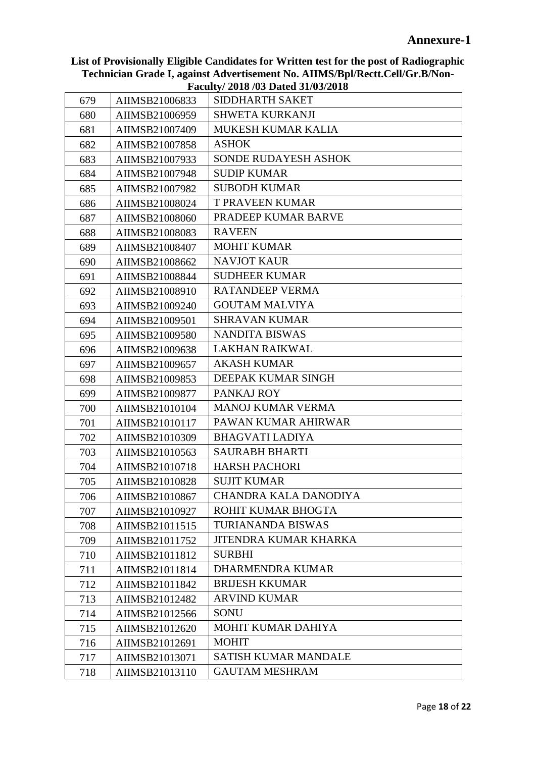**Annexure-1**

**List of Provisionally Eligible Candidates for Written test for the post of Radiographic Technician Grade I, against Advertisement No. AIIMS/Bpl/Rectt.Cell/Gr.B/Non-Faculty/ 2018 /03 Dated 31/03/2018**

| | | |
|---|---|---|
| 679 | AIIMSB21006833 | SIDDHARTH SAKET |
| 680 | AIIMSB21006959 | SHWETA KURKANJI |
| 681 | AIIMSB21007409 | MUKESH KUMAR KALIA |
| 682 | AIIMSB21007858 | ASHOK |
| 683 | AIIMSB21007933 | SONDE RUDAYESH ASHOK |
| 684 | AIIMSB21007948 | SUDIP KUMAR |
| 685 | AIIMSB21007982 | SUBODH KUMAR |
| 686 | AIIMSB21008024 | T PRAVEEN KUMAR |
| 687 | AIIMSB21008060 | PRADEEP KUMAR BARVE |
| 688 | AIIMSB21008083 | RAVEEN |
| 689 | AIIMSB21008407 | MOHIT KUMAR |
| 690 | AIIMSB21008662 | NAVJOT KAUR |
| 691 | AIIMSB21008844 | SUDHEER KUMAR |
| 692 | AIIMSB21008910 | RATANDEEP VERMA |
| 693 | AIIMSB21009240 | GOUTAM MALVIYA |
| 694 | AIIMSB21009501 | SHRAVAN KUMAR |
| 695 | AIIMSB21009580 | NANDITA BISWAS |
| 696 | AIIMSB21009638 | LAKHAN RAIKWAL |
| 697 | AIIMSB21009657 | AKASH KUMAR |
| 698 | AIIMSB21009853 | DEEPAK KUMAR SINGH |
| 699 | AIIMSB21009877 | PANKAJ ROY |
| 700 | AIIMSB21010104 | MANOJ KUMAR VERMA |
| 701 | AIIMSB21010117 | PAWAN KUMAR AHIRWAR |
| 702 | AIIMSB21010309 | BHAGVATI LADIYA |
| 703 | AIIMSB21010563 | SAURABH BHARTI |
| 704 | AIIMSB21010718 | HARSH PACHORI |
| 705 | AIIMSB21010828 | SUJIT KUMAR |
| 706 | AIIMSB21010867 | CHANDRA KALA DANODIYA |
| 707 | AIIMSB21010927 | ROHIT KUMAR BHOGTA |
| 708 | AIIMSB21011515 | TURIANANDA BISWAS |
| 709 | AIIMSB21011752 | JITENDRA KUMAR KHARKA |
| 710 | AIIMSB21011812 | SURBHI |
| 711 | AIIMSB21011814 | DHARMENDRA KUMAR |
| 712 | AIIMSB21011842 | BRIJESH KKUMAR |
| 713 | AIIMSB21012482 | ARVIND KUMAR |
| 714 | AIIMSB21012566 | SONU |
| 715 | AIIMSB21012620 | MOHIT KUMAR DAHIYA |
| 716 | AIIMSB21012691 | MOHIT |
| 717 | AIIMSB21013071 | SATISH KUMAR MANDALE |
| 718 | AIIMSB21013110 | GAUTAM MESHRAM |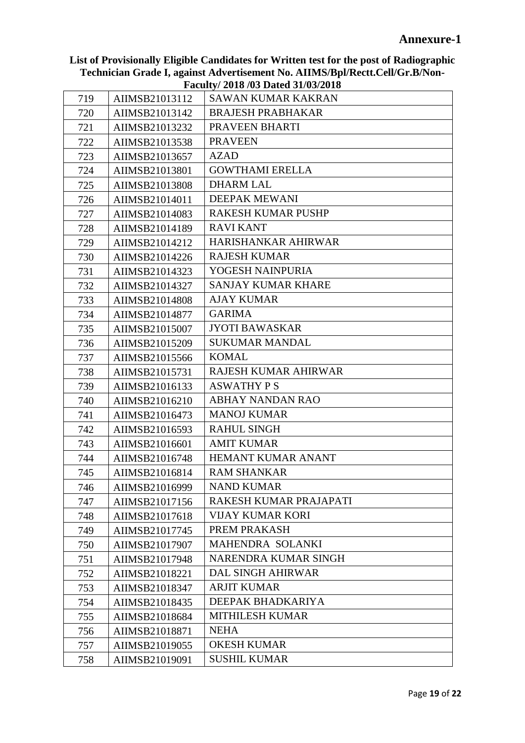**Annexure-1**

**List of Provisionally Eligible Candidates for Written test for the post of Radiographic Technician Grade I, against Advertisement No. AIIMS/Bpl/Rectt.Cell/Gr.B/Non-Faculty/ 2018 /03 Dated 31/03/2018**

| | | |
|---|---|---|
| 719 | AIIMSB21013112 | SAWAN KUMAR KAKRAN |
| 720 | AIIMSB21013142 | BRAJESH PRABHAKAR |
| 721 | AIIMSB21013232 | PRAVEEN BHARTI |
| 722 | AIIMSB21013538 | PRAVEEN |
| 723 | AIIMSB21013657 | AZAD |
| 724 | AIIMSB21013801 | GOWTHAMI ERELLA |
| 725 | AIIMSB21013808 | DHARM LAL |
| 726 | AIIMSB21014011 | DEEPAK MEWANI |
| 727 | AIIMSB21014083 | RAKESH KUMAR PUSHP |
| 728 | AIIMSB21014189 | RAVI KANT |
| 729 | AIIMSB21014212 | HARISHANKAR AHIRWAR |
| 730 | AIIMSB21014226 | RAJESH KUMAR |
| 731 | AIIMSB21014323 | YOGESH NAINPURIA |
| 732 | AIIMSB21014327 | SANJAY KUMAR KHARE |
| 733 | AIIMSB21014808 | AJAY KUMAR |
| 734 | AIIMSB21014877 | GARIMA |
| 735 | AIIMSB21015007 | JYOTI BAWASKAR |
| 736 | AIIMSB21015209 | SUKUMAR MANDAL |
| 737 | AIIMSB21015566 | KOMAL |
| 738 | AIIMSB21015731 | RAJESH KUMAR AHIRWAR |
| 739 | AIIMSB21016133 | ASWATHY P S |
| 740 | AIIMSB21016210 | ABHAY NANDAN RAO |
| 741 | AIIMSB21016473 | MANOJ KUMAR |
| 742 | AIIMSB21016593 | RAHUL SINGH |
| 743 | AIIMSB21016601 | AMIT KUMAR |
| 744 | AIIMSB21016748 | HEMANT KUMAR ANANT |
| 745 | AIIMSB21016814 | RAM SHANKAR |
| 746 | AIIMSB21016999 | NAND KUMAR |
| 747 | AIIMSB21017156 | RAKESH KUMAR PRAJAPATI |
| 748 | AIIMSB21017618 | VIJAY KUMAR KORI |
| 749 | AIIMSB21017745 | PREM PRAKASH |
| 750 | AIIMSB21017907 | MAHENDRA SOLANKI |
| 751 | AIIMSB21017948 | NARENDRA KUMAR SINGH |
| 752 | AIIMSB21018221 | DAL SINGH AHIRWAR |
| 753 | AIIMSB21018347 | ARJIT KUMAR |
| 754 | AIIMSB21018435 | DEEPAK BHADKARIYA |
| 755 | AIIMSB21018684 | MITHILESH KUMAR |
| 756 | AIIMSB21018871 | NEHA |
| 757 | AIIMSB21019055 | OKESH KUMAR |
| 758 | AIIMSB21019091 | SUSHIL KUMAR |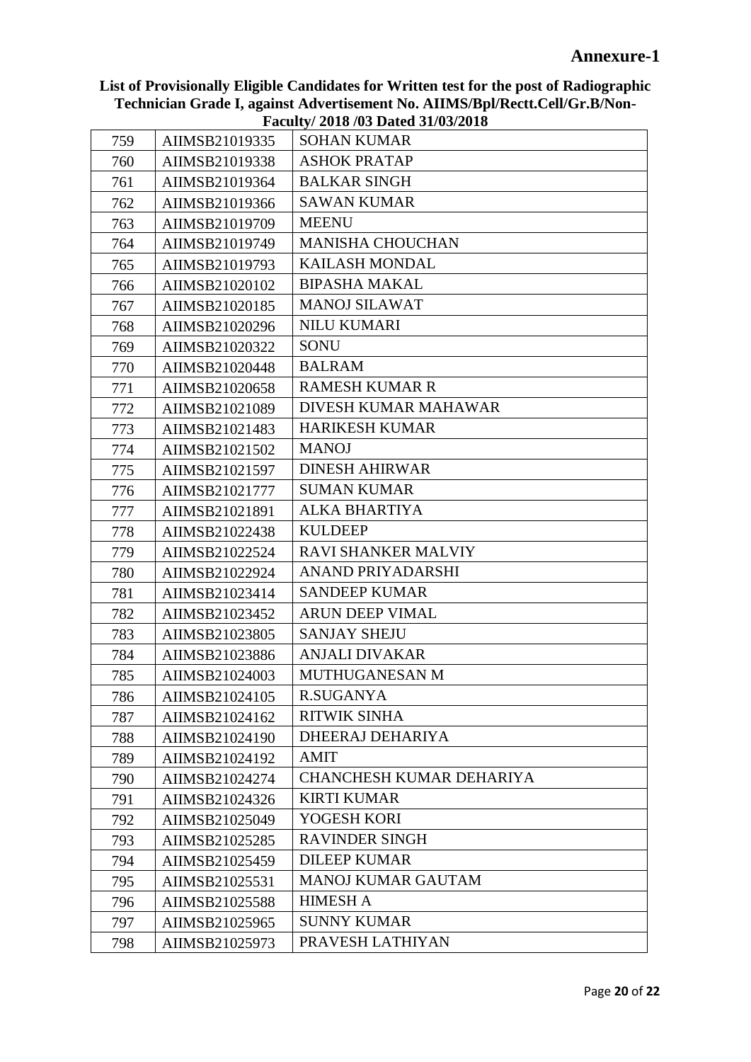**Annexure-1**

**List of Provisionally Eligible Candidates for Written test for the post of Radiographic Technician Grade I, against Advertisement No. AIIMS/Bpl/Rectt.Cell/Gr.B/Non-Faculty/ 2018 /03 Dated 31/03/2018**

| | | |
|---|---|---|
| 759 | AIIMSB21019335 | SOHAN KUMAR |
| 760 | AIIMSB21019338 | ASHOK PRATAP |
| 761 | AIIMSB21019364 | BALKAR SINGH |
| 762 | AIIMSB21019366 | SAWAN KUMAR |
| 763 | AIIMSB21019709 | MEENU |
| 764 | AIIMSB21019749 | MANISHA CHOUCHAN |
| 765 | AIIMSB21019793 | KAILASH MONDAL |
| 766 | AIIMSB21020102 | BIPASHA MAKAL |
| 767 | AIIMSB21020185 | MANOJ SILAWAT |
| 768 | AIIMSB21020296 | NILU KUMARI |
| 769 | AIIMSB21020322 | SONU |
| 770 | AIIMSB21020448 | BALRAM |
| 771 | AIIMSB21020658 | RAMESH KUMAR R |
| 772 | AIIMSB21021089 | DIVESH KUMAR MAHAWAR |
| 773 | AIIMSB21021483 | HARIKESH KUMAR |
| 774 | AIIMSB21021502 | MANOJ |
| 775 | AIIMSB21021597 | DINESH AHIRWAR |
| 776 | AIIMSB21021777 | SUMAN KUMAR |
| 777 | AIIMSB21021891 | ALKA BHARTIYA |
| 778 | AIIMSB21022438 | KULDEEP |
| 779 | AIIMSB21022524 | RAVI SHANKER MALVIY |
| 780 | AIIMSB21022924 | ANAND PRIYADARSHI |
| 781 | AIIMSB21023414 | SANDEEP KUMAR |
| 782 | AIIMSB21023452 | ARUN DEEP VIMAL |
| 783 | AIIMSB21023805 | SANJAY SHEJU |
| 784 | AIIMSB21023886 | ANJALI DIVAKAR |
| 785 | AIIMSB21024003 | MUTHUGANESAN M |
| 786 | AIIMSB21024105 | R.SUGANYA |
| 787 | AIIMSB21024162 | RITWIK SINHA |
| 788 | AIIMSB21024190 | DHEERAJ DEHARIYA |
| 789 | AIIMSB21024192 | AMIT |
| 790 | AIIMSB21024274 | CHANCHESH KUMAR DEHARIYA |
| 791 | AIIMSB21024326 | KIRTI KUMAR |
| 792 | AIIMSB21025049 | YOGESH KORI |
| 793 | AIIMSB21025285 | RAVINDER SINGH |
| 794 | AIIMSB21025459 | DILEEP KUMAR |
| 795 | AIIMSB21025531 | MANOJ KUMAR GAUTAM |
| 796 | AIIMSB21025588 | HIMESH A |
| 797 | AIIMSB21025965 | SUNNY KUMAR |
| 798 | AIIMSB21025973 | PRAVESH LATHIYAN |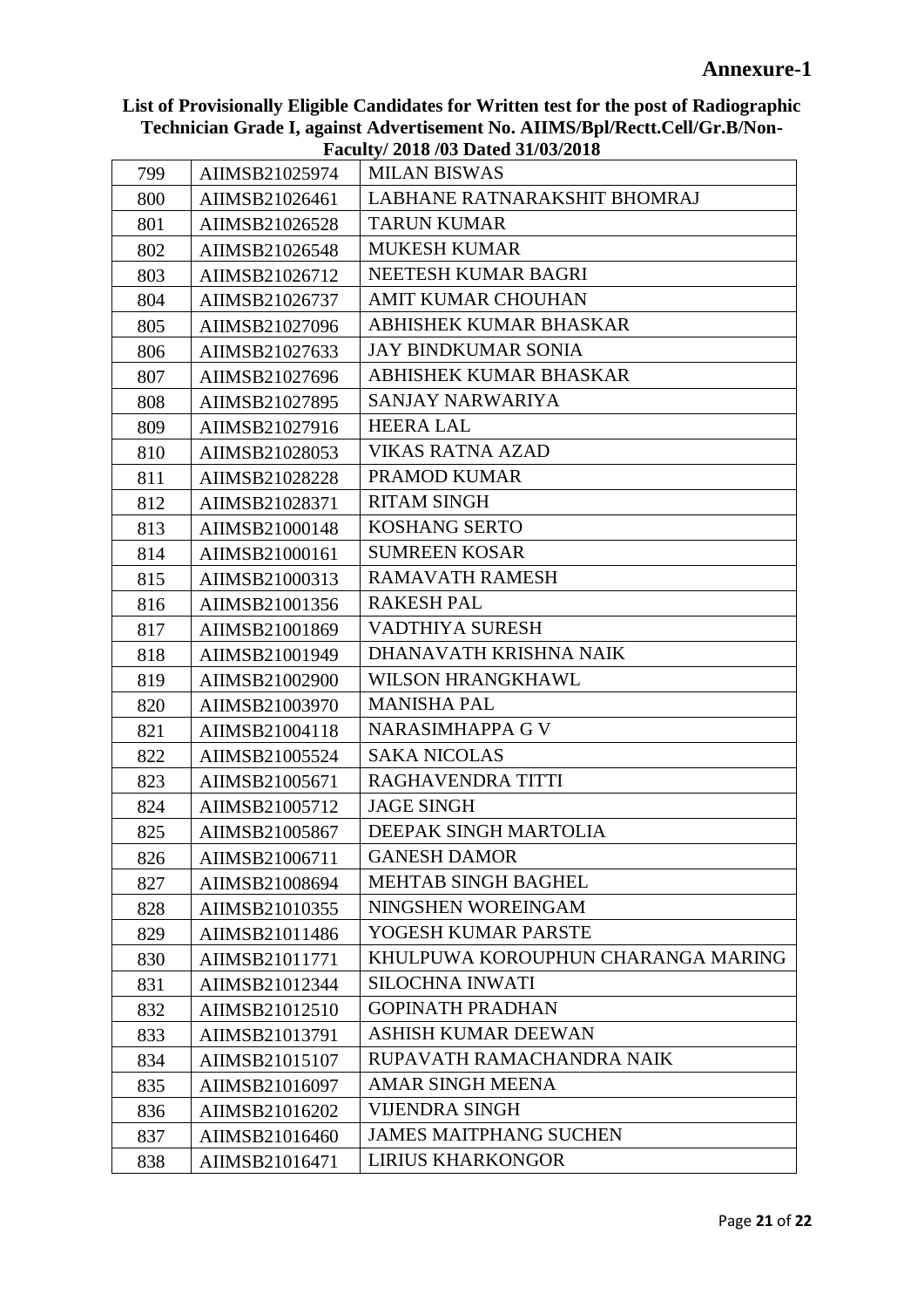**Annexure-1**

**List of Provisionally Eligible Candidates for Written test for the post of Radiographic Technician Grade I, against Advertisement No. AIIMS/Bpl/Rectt.Cell/Gr.B/Non-Faculty/ 2018 /03 Dated 31/03/2018**

| | | |
|---|---|---|
| 799 | AIIMSB21025974 | MILAN BISWAS |
| 800 | AIIMSB21026461 | LABHANE RATNARAKSHIT BHOMRAJ |
| 801 | AIIMSB21026528 | TARUN KUMAR |
| 802 | AIIMSB21026548 | MUKESH KUMAR |
| 803 | AIIMSB21026712 | NEETESH KUMAR BAGRI |
| 804 | AIIMSB21026737 | AMIT KUMAR CHOUHAN |
| 805 | AIIMSB21027096 | ABHISHEK KUMAR BHASKAR |
| 806 | AIIMSB21027633 | JAY BINDKUMAR SONIA |
| 807 | AIIMSB21027696 | ABHISHEK KUMAR BHASKAR |
| 808 | AIIMSB21027895 | SANJAY NARWARIYA |
| 809 | AIIMSB21027916 | HEERA LAL |
| 810 | AIIMSB21028053 | VIKAS RATNA AZAD |
| 811 | AIIMSB21028228 | PRAMOD KUMAR |
| 812 | AIIMSB21028371 | RITAM SINGH |
| 813 | AIIMSB21000148 | KOSHANG SERTO |
| 814 | AIIMSB21000161 | SUMREEN KOSAR |
| 815 | AIIMSB21000313 | RAMAVATH RAMESH |
| 816 | AIIMSB21001356 | RAKESH PAL |
| 817 | AIIMSB21001869 | VADTHIYA SURESH |
| 818 | AIIMSB21001949 | DHANAVATH KRISHNA NAIK |
| 819 | AIIMSB21002900 | WILSON HRANGKHAWL |
| 820 | AIIMSB21003970 | MANISHA PAL |
| 821 | AIIMSB21004118 | NARASIMHAPPA G V |
| 822 | AIIMSB21005524 | SAKA NICOLAS |
| 823 | AIIMSB21005671 | RAGHAVENDRA TITTI |
| 824 | AIIMSB21005712 | JAGE SINGH |
| 825 | AIIMSB21005867 | DEEPAK SINGH MARTOLIA |
| 826 | AIIMSB21006711 | GANESH DAMOR |
| 827 | AIIMSB21008694 | MEHTAB SINGH BAGHEL |
| 828 | AIIMSB21010355 | NINGSHEN WOREINGAM |
| 829 | AIIMSB21011486 | YOGESH KUMAR PARSTE |
| 830 | AIIMSB21011771 | KHULPUWA KOROUPHUN CHARANGA MARING |
| 831 | AIIMSB21012344 | SILOCHNA INWATI |
| 832 | AIIMSB21012510 | GOPINATH PRADHAN |
| 833 | AIIMSB21013791 | ASHISH KUMAR DEEWAN |
| 834 | AIIMSB21015107 | RUPAVATH RAMACHANDRA NAIK |
| 835 | AIIMSB21016097 | AMAR SINGH MEENA |
| 836 | AIIMSB21016202 | VIJENDRA SINGH |
| 837 | AIIMSB21016460 | JAMES MAITPHANG SUCHEN |
| 838 | AIIMSB21016471 | LIRIUS KHARKONGOR |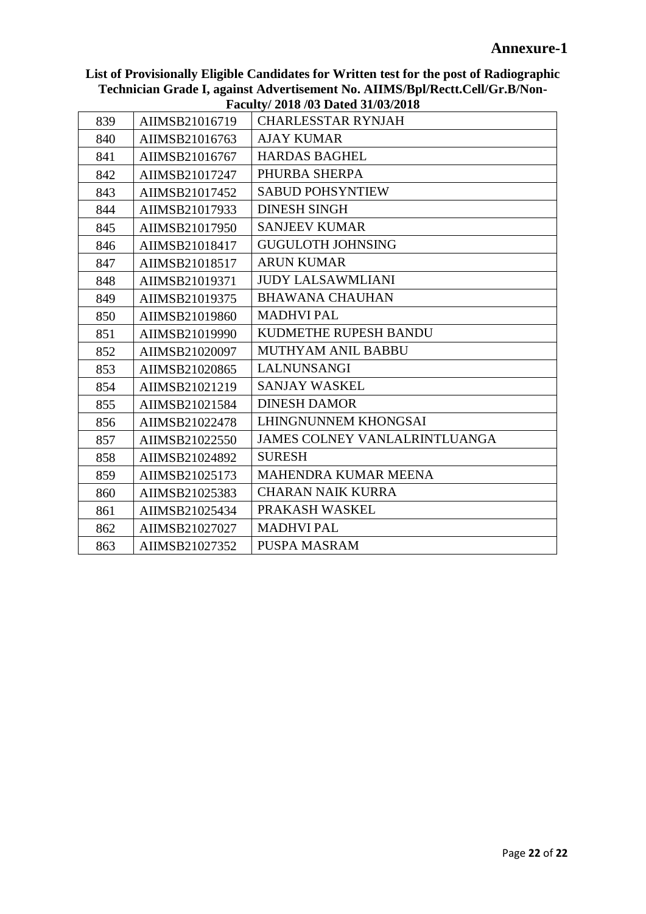**Annexure-1**

**List of Provisionally Eligible Candidates for Written test for the post of Radiographic Technician Grade I, against Advertisement No. AIIMS/Bpl/Rectt.Cell/Gr.B/Non-Faculty/ 2018 /03 Dated 31/03/2018**

| | | |
|---|---|---|
| 839 | AIIMSB21016719 | CHARLESSTAR RYNJAH |
| 840 | AIIMSB21016763 | AJAY KUMAR |
| 841 | AIIMSB21016767 | HARDAS BAGHEL |
| 842 | AIIMSB21017247 | PHURBA SHERPA |
| 843 | AIIMSB21017452 | SABUD POHSYNTIEW |
| 844 | AIIMSB21017933 | DINESH SINGH |
| 845 | AIIMSB21017950 | SANJEEV KUMAR |
| 846 | AIIMSB21018417 | GUGULOTH JOHNSING |
| 847 | AIIMSB21018517 | ARUN KUMAR |
| 848 | AIIMSB21019371 | JUDY LALSAWMLIANI |
| 849 | AIIMSB21019375 | BHAWANA CHAUHAN |
| 850 | AIIMSB21019860 | MADHVI PAL |
| 851 | AIIMSB21019990 | KUDMETHE RUPESH BANDU |
| 852 | AIIMSB21020097 | MUTHYAM ANIL BABBU |
| 853 | AIIMSB21020865 | LALNUNSANGI |
| 854 | AIIMSB21021219 | SANJAY WASKEL |
| 855 | AIIMSB21021584 | DINESH DAMOR |
| 856 | AIIMSB21022478 | LHINGNUNNEM KHONGSAI |
| 857 | AIIMSB21022550 | JAMES COLNEY VANLALRINTLUANGA |
| 858 | AIIMSB21024892 | SURESH |
| 859 | AIIMSB21025173 | MAHENDRA KUMAR MEENA |
| 860 | AIIMSB21025383 | CHARAN NAIK KURRA |
| 861 | AIIMSB21025434 | PRAKASH WASKEL |
| 862 | AIIMSB21027027 | MADHVI PAL |
| 863 | AIIMSB21027352 | PUSPA MASRAM |